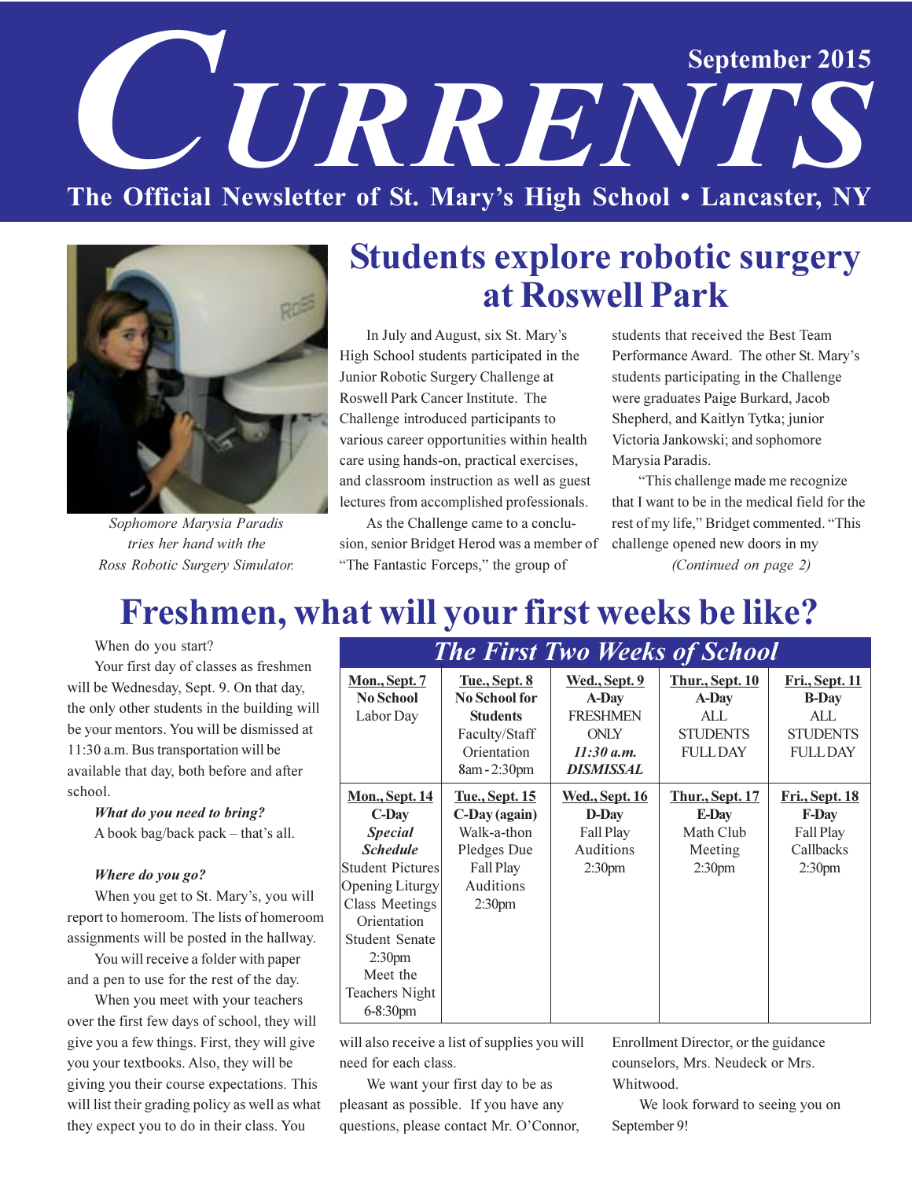# CURRENTS

September 2015

**The Official Newsletter of St. Mary's High School • Lancaster, NY**

*Sophomore Marysia Paradis tries her hand with the Ross Robotic Surgery Simulator.*

## Students explore robotic surgery at Roswell Park

In July and August, six St. Mary's High School students participated in the Junior Robotic Surgery Challenge at Roswell Park Cancer Institute. The Challenge introduced participants to various career opportunities within health care using hands-on, practical exercises, and classroom instruction as well as guest lectures from accomplished professionals.

As the Challenge came to a conclusion, senior Bridget Herod was a member of "The Fantastic Forceps," the group of students that received the Best Team Performance Award. The other St. Mary's students participating in the Challenge were graduates Paige Burkard, Jacob Shepherd, and Kaitlyn Tytka; junior Victoria Jankowski; and sophomore Marysia Paradis.

"This challenge made me recognize that I want to be in the medical field for the rest of my life," Bridget commented. "This challenge opened new doors in my

*(Continued on page 2)*

## Freshmen, what will your first weeks be like?

When do you start?

Your first day of classes as freshmen will be Wednesday, Sept. 9. On that day, the only other students in the building will be your mentors. You will be dismissed at 11:30 a.m. Bus transportation will be available that day, both before and after school.

***What do you need to bring?***

A book bag/back pack – that's all.

***Where do you go?***

When you get to St. Mary's, you will report to homeroom. The lists of homeroom assignments will be posted in the hallway.

You will receive a folder with paper and a pen to use for the rest of the day.

When you meet with your teachers over the first few days of school, they will give you a few things. First, they will give you your textbooks. Also, they will be giving you their course expectations. This will list their grading policy as well as what they expect you to do in their class. You will also receive a list of supplies you will need for each class.

We want your first day to be as pleasant as possible. If you have any questions, please contact Mr. O'Connor, Enrollment Director, or the guidance counselors, Mrs. Neudeck or Mrs. Whitwood.

We look forward to seeing you on September 9!

*The First Two Weeks of School*

| Mon., Sept. 7 | Tue., Sept. 8 | Wed., Sept. 9 | Thur., Sept. 10 | Fri., Sept. 11 |
|---|---|---|---|---|
| **No School** Labor Day | **No School for Students** Faculty/Staff Orientation 8am - 2:30pm | **A-Day** FRESHMEN ONLY ***11:30 a.m. DISMISSAL*** | **A-Day** ALL STUDENTS FULL DAY | **B-Day** ALL STUDENTS FULL DAY |
| **Mon., Sept. 14** | **Tue., Sept. 15** | **Wed., Sept. 16** | **Thur., Sept. 17** | **Fri., Sept. 18** |
| **C-Day** ***Special Schedule*** Student Pictures Opening Liturgy Class Meetings Orientation Student Senate 2:30pm Meet the Teachers Night 6-8:30pm | **C-Day (again)** Walk-a-thon Pledges Due Fall Play Auditions 2:30pm | **D-Day** Fall Play Auditions 2:30pm | **E-Day** Math Club Meeting 2:30pm | **F-Day** Fall Play Callbacks 2:30pm |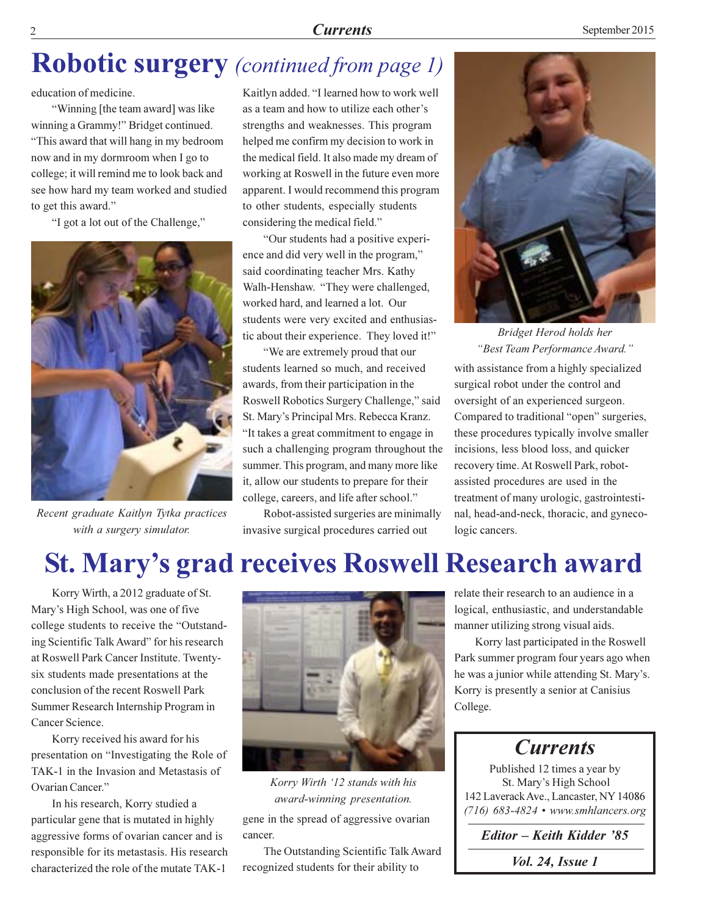# Robotic surgery *(continued from page 1)*

education of medicine.

"Winning [the team award] was like winning a Grammy!" Bridget continued. "This award that will hang in my bedroom now and in my dormroom when I go to college; it will remind me to look back and see how hard my team worked and studied to get this award."

"I got a lot out of the Challenge," Kaitlyn added. "I learned how to work well as a team and how to utilize each other's strengths and weaknesses. This program helped me confirm my decision to work in the medical field. It also made my dream of working at Roswell in the future even more apparent. I would recommend this program to other students, especially students considering the medical field."

*Recent graduate Kaitlyn Tytka practices with a surgery simulator.*

"Our students had a positive experience and did very well in the program," said coordinating teacher Mrs. Kathy Walh-Henshaw. "They were challenged, worked hard, and learned a lot. Our students were very excited and enthusiastic about their experience. They loved it!"

"We are extremely proud that our students learned so much, and received awards, from their participation in the Roswell Robotics Surgery Challenge," said St. Mary's Principal Mrs. Rebecca Kranz. "It takes a great commitment to engage in such a challenging program throughout the summer. This program, and many more like it, allow our students to prepare for their college, careers, and life after school."

Robot-assisted surgeries are minimally invasive surgical procedures carried out with assistance from a highly specialized surgical robot under the control and oversight of an experienced surgeon. Compared to traditional "open" surgeries, these procedures typically involve smaller incisions, less blood loss, and quicker recovery time. At Roswell Park, robot-assisted procedures are used in the treatment of many urologic, gastrointestinal, head-and-neck, thoracic, and gynecologic cancers.

*Bridget Herod holds her "Best Team Performance Award."*

# St. Mary's grad receives Roswell Research award

Korry Wirth, a 2012 graduate of St. Mary's High School, was one of five college students to receive the "Outstanding Scientific Talk Award" for his research at Roswell Park Cancer Institute. Twenty-six students made presentations at the conclusion of the recent Roswell Park Summer Research Internship Program in Cancer Science.

Korry received his award for his presentation on "Investigating the Role of TAK-1 in the Invasion and Metastasis of Ovarian Cancer."

In his research, Korry studied a particular gene that is mutated in highly aggressive forms of ovarian cancer and is responsible for its metastasis. His research characterized the role of the mutate TAK-1 gene in the spread of aggressive ovarian cancer.

*Korry Wirth '12 stands with his award-winning presentation.*

The Outstanding Scientific Talk Award recognized students for their ability to relate their research to an audience in a logical, enthusiastic, and understandable manner utilizing strong visual aids.

Korry last participated in the Roswell Park summer program four years ago when he was a junior while attending St. Mary's. Korry is presently a senior at Canisius College.

---

## *Currents*

Published 12 times a year by
St. Mary's High School
142 Laverack Ave., Lancaster, NY 14086
*(716) 683-4824 • www.smhlancers.org*

***Editor – Keith Kidder '85***

***Vol. 24, Issue 1***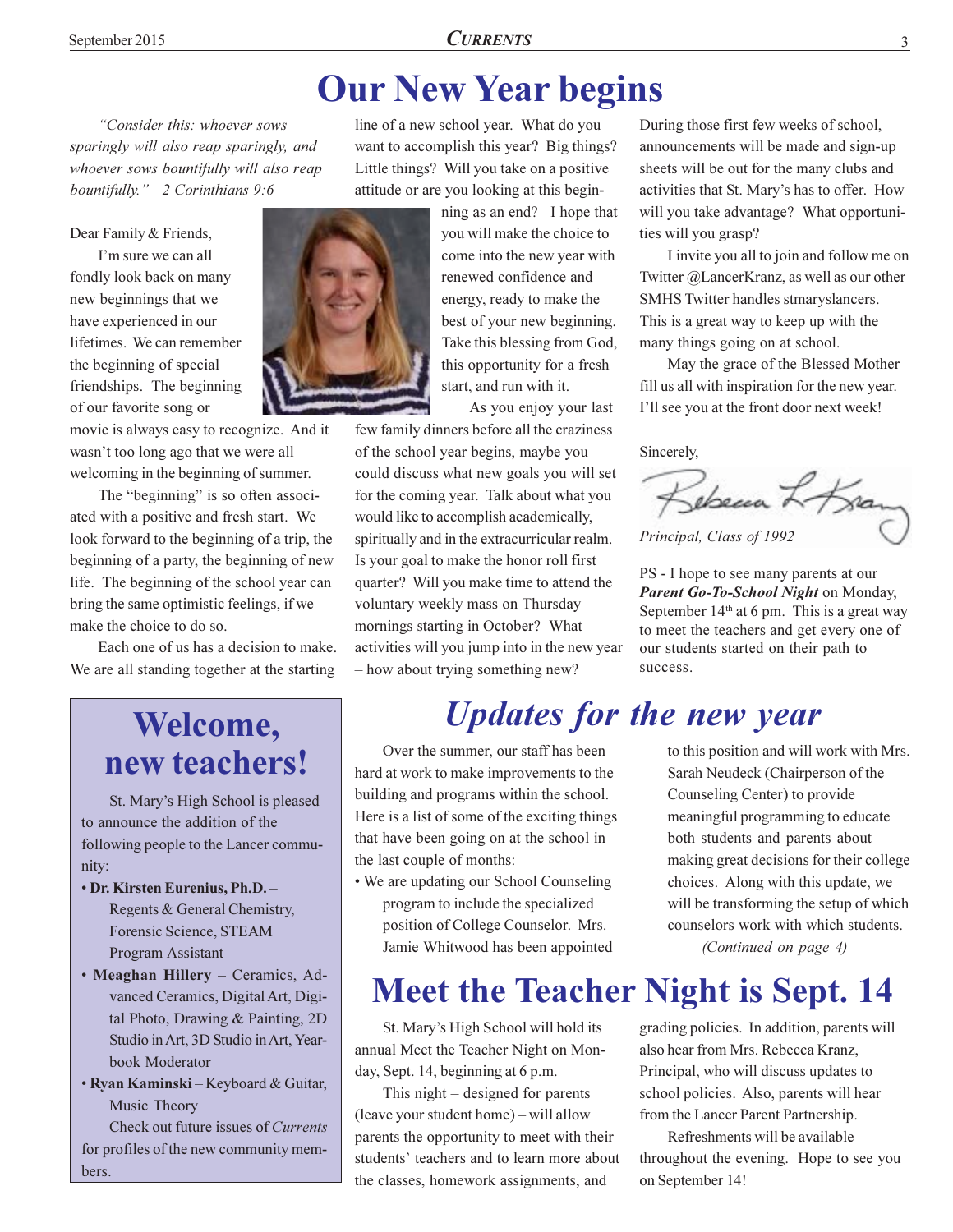# Our New Year begins

*"Consider this: whoever sows sparingly will also reap sparingly, and whoever sows bountifully will also reap bountifully." 2 Corinthians 9:6*

Dear Family & Friends,

I'm sure we can all fondly look back on many new beginnings that we have experienced in our lifetimes. We can remember the beginning of special friendships. The beginning of our favorite song or movie is always easy to recognize. And it wasn't too long ago that we were all welcoming in the beginning of summer.

The "beginning" is so often associated with a positive and fresh start. We look forward to the beginning of a trip, the beginning of a party, the beginning of new life. The beginning of the school year can bring the same optimistic feelings, if we make the choice to do so.

Each one of us has a decision to make. We are all standing together at the starting line of a new school year. What do you want to accomplish this year? Big things? Little things? Will you take on a positive attitude or are you looking at this beginning as an end? I hope that you will make the choice to come into the new year with renewed confidence and energy, ready to make the best of your new beginning. Take this blessing from God, this opportunity for a fresh start, and run with it.

As you enjoy your last few family dinners before all the craziness of the school year begins, maybe you could discuss what new goals you will set for the coming year. Talk about what you would like to accomplish academically, spiritually and in the extracurricular realm. Is your goal to make the honor roll first quarter? Will you make time to attend the voluntary weekly mass on Thursday mornings starting in October? What activities will you jump into in the new year – how about trying something new? During those first few weeks of school, announcements will be made and sign-up sheets will be out for the many clubs and activities that St. Mary's has to offer. How will you take advantage? What opportunities will you grasp?

I invite you all to join and follow me on Twitter @LancerKranz, as well as our other SMHS Twitter handles stmaryslancers. This is a great way to keep up with the many things going on at school.

May the grace of the Blessed Mother fill us all with inspiration for the new year. I'll see you at the front door next week!

Sincerely,

Rebecca L Kranz

*Principal, Class of 1992*

PS - I hope to see many parents at our ***Parent Go-To-School Night*** on Monday, September 14th at 6 pm. This is a great way to meet the teachers and get every one of our students started on their path to success.

## Welcome, new teachers!

St. Mary's High School is pleased to announce the addition of the following people to the Lancer community:

- **Dr. Kirsten Eurenius, Ph.D.** – Regents & General Chemistry, Forensic Science, STEAM Program Assistant
- **Meaghan Hillery** – Ceramics, Advanced Ceramics, Digital Art, Digital Photo, Drawing & Painting, 2D Studio in Art, 3D Studio in Art, Yearbook Moderator
- **Ryan Kaminski** – Keyboard & Guitar, Music Theory

Check out future issues of *Currents* for profiles of the new community members.

## *Updates for the new year*

Over the summer, our staff has been hard at work to make improvements to the building and programs within the school. Here is a list of some of the exciting things that have been going on at the school in the last couple of months:

- We are updating our School Counseling program to include the specialized position of College Counselor. Mrs. Jamie Whitwood has been appointed to this position and will work with Mrs. Sarah Neudeck (Chairperson of the Counseling Center) to provide meaningful programming to educate both students and parents about making great decisions for their college choices. Along with this update, we will be transforming the setup of which counselors work with which students.

*(Continued on page 4)*

## Meet the Teacher Night is Sept. 14

St. Mary's High School will hold its annual Meet the Teacher Night on Monday, Sept. 14, beginning at 6 p.m.

This night – designed for parents (leave your student home) – will allow parents the opportunity to meet with their students' teachers and to learn more about the classes, homework assignments, and grading policies. In addition, parents will also hear from Mrs. Rebecca Kranz, Principal, who will discuss updates to school policies. Also, parents will hear from the Lancer Parent Partnership.

Refreshments will be available throughout the evening. Hope to see you on September 14!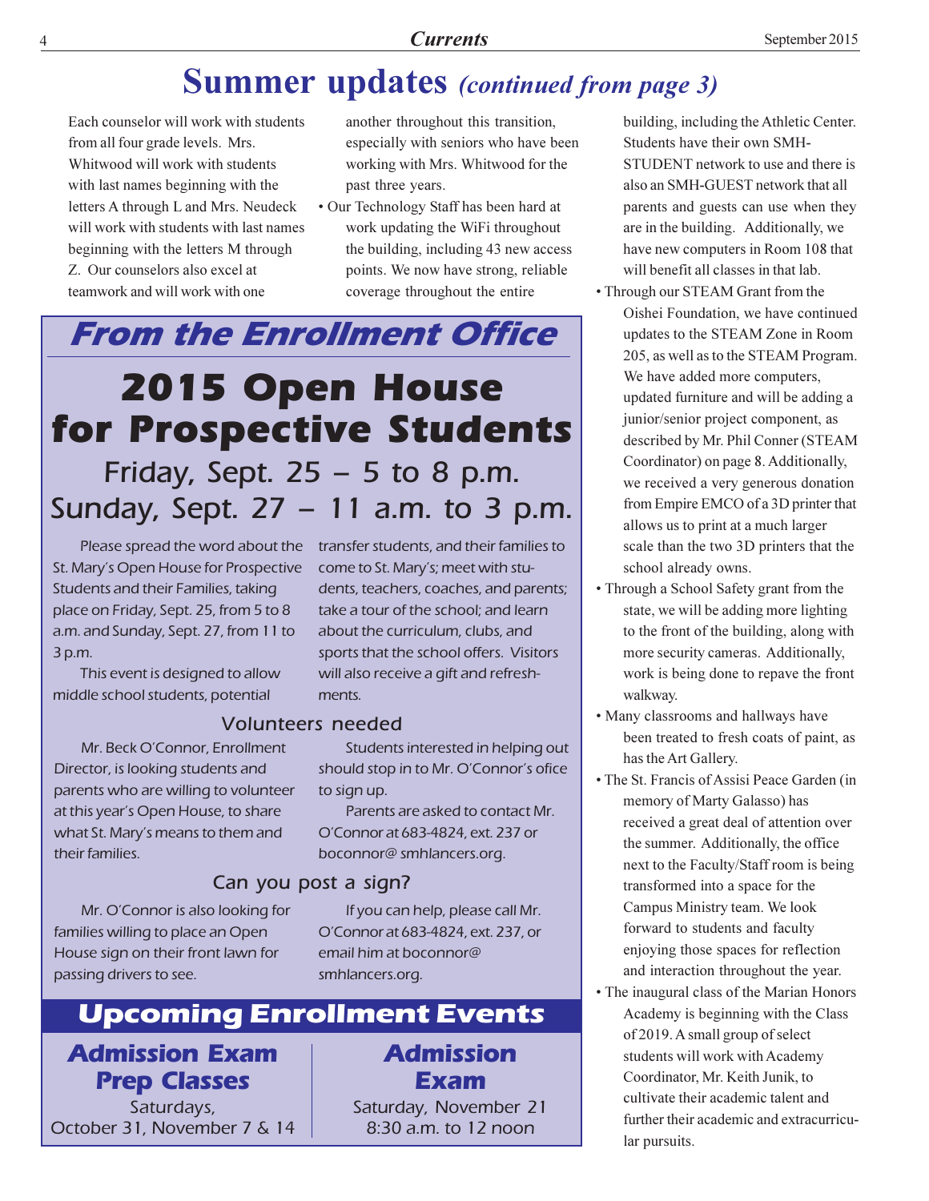# Summer updates *(continued from page 3)*

Each counselor will work with students from all four grade levels. Mrs. Whitwood will work with students with last names beginning with the letters A through L and Mrs. Neudeck will work with students with last names beginning with the letters M through Z. Our counselors also excel at teamwork and will work with one another throughout this transition, especially with seniors who have been working with Mrs. Whitwood for the past three years.

- Our Technology Staff has been hard at work updating the WiFi throughout the building, including 43 new access points. We now have strong, reliable coverage throughout the entire building, including the Athletic Center. Students have their own SMH-STUDENT network to use and there is also an SMH-GUEST network that all parents and guests can use when they are in the building. Additionally, we have new computers in Room 108 that will benefit all classes in that lab.
- Through our STEAM Grant from the Oishei Foundation, we have continued updates to the STEAM Zone in Room 205, as well as to the STEAM Program. We have added more computers, updated furniture and will be adding a junior/senior project component, as described by Mr. Phil Conner (STEAM Coordinator) on page 8. Additionally, we received a very generous donation from Empire EMCO of a 3D printer that allows us to print at a much larger scale than the two 3D printers that the school already owns.
- Through a School Safety grant from the state, we will be adding more lighting to the front of the building, along with more security cameras. Additionally, work is being done to repave the front walkway.
- Many classrooms and hallways have been treated to fresh coats of paint, as has the Art Gallery.
- The St. Francis of Assisi Peace Garden (in memory of Marty Galasso) has received a great deal of attention over the summer. Additionally, the office next to the Faculty/Staff room is being transformed into a space for the Campus Ministry team. We look forward to students and faculty enjoying those spaces for reflection and interaction throughout the year.
- The inaugural class of the Marian Honors Academy is beginning with the Class of 2019. A small group of select students will work with Academy Coordinator, Mr. Keith Junik, to cultivate their academic talent and further their academic and extracurricular pursuits.

## *From the Enrollment Office*

# 2015 Open House for Prospective Students

### Friday, Sept. 25 – 5 to 8 p.m.
### Sunday, Sept. 27 – 11 a.m. to 3 p.m.

Please spread the word about the St. Mary's Open House for Prospective Students and their Families, taking place on Friday, Sept. 25, from 5 to 8 a.m. and Sunday, Sept. 27, from 11 to 3 p.m.

This event is designed to allow middle school students, potential transfer students, and their families to come to St. Mary's; meet with students, teachers, coaches, and parents; take a tour of the school; and learn about the curriculum, clubs, and sports that the school offers. Visitors will also receive a gift and refreshments.

### Volunteers needed

Mr. Beck O'Connor, Enrollment Director, is looking students and parents who are willing to volunteer at this year's Open House, to share what St. Mary's means to them and their families.

Students interested in helping out should stop in to Mr. O'Connor's ofice to sign up.

Parents are asked to contact Mr. O'Connor at 683-4824, ext. 237 or boconnor@ smhlancers.org.

### Can you post a sign?

Mr. O'Connor is also looking for families willing to place an Open House sign on their front lawn for passing drivers to see.

If you can help, please call Mr. O'Connor at 683-4824, ext. 237, or email him at boconnor@ smhlancers.org.

## Upcoming Enrollment Events

**Admission Exam Prep Classes**
Saturdays,
October 31, November 7 & 14

**Admission Exam**
Saturday, November 21
8:30 a.m. to 12 noon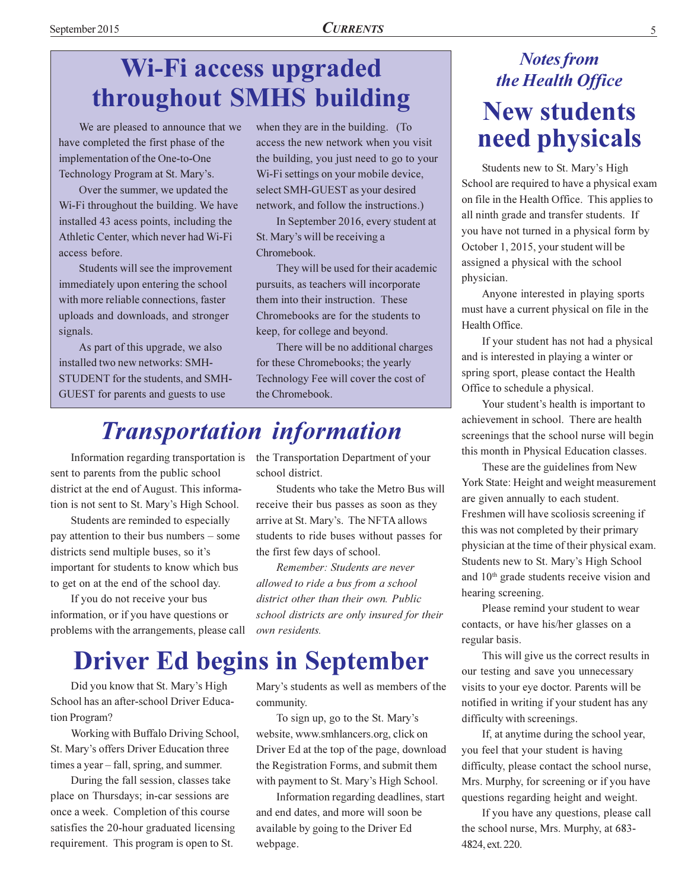# Wi-Fi access upgraded throughout SMHS building

We are pleased to announce that we have completed the first phase of the implementation of the One-to-One Technology Program at St. Mary's.

Over the summer, we updated the Wi-Fi throughout the building. We have installed 43 acess points, including the Athletic Center, which never had Wi-Fi access before.

Students will see the improvement immediately upon entering the school with more reliable connections, faster uploads and downloads, and stronger signals.

As part of this upgrade, we also installed two new networks: SMH-STUDENT for the students, and SMH-GUEST for parents and guests to use when they are in the building. (To access the new network when you visit the building, you just need to go to your Wi-Fi settings on your mobile device, select SMH-GUEST as your desired network, and follow the instructions.)

In September 2016, every student at St. Mary's will be receiving a Chromebook.

They will be used for their academic pursuits, as teachers will incorporate them into their instruction. These Chromebooks are for the students to keep, for college and beyond.

There will be no additional charges for these Chromebooks; the yearly Technology Fee will cover the cost of the Chromebook.

# *Transportation information*

Information regarding transportation is sent to parents from the public school district at the end of August. This information is not sent to St. Mary's High School.

Students are reminded to especially pay attention to their bus numbers – some districts send multiple buses, so it's important for students to know which bus to get on at the end of the school day.

If you do not receive your bus information, or if you have questions or problems with the arrangements, please call the Transportation Department of your school district.

Students who take the Metro Bus will receive their bus passes as soon as they arrive at St. Mary's. The NFTA allows students to ride buses without passes for the first few days of school.

*Remember: Students are never allowed to ride a bus from a school district other than their own. Public school districts are only insured for their own residents.*

# Driver Ed begins in September

Did you know that St. Mary's High School has an after-school Driver Education Program?

Working with Buffalo Driving School, St. Mary's offers Driver Education three times a year – fall, spring, and summer.

During the fall session, classes take place on Thursdays; in-car sessions are once a week. Completion of this course satisfies the 20-hour graduated licensing requirement. This program is open to St. Mary's students as well as members of the community.

To sign up, go to the St. Mary's website, www.smhlancers.org, click on Driver Ed at the top of the page, download the Registration Forms, and submit them with payment to St. Mary's High School.

Information regarding deadlines, start and end dates, and more will soon be available by going to the Driver Ed webpage.

### *Notes from the Health Office*

# New students need physicals

Students new to St. Mary's High School are required to have a physical exam on file in the Health Office. This applies to all ninth grade and transfer students. If you have not turned in a physical form by October 1, 2015, your student will be assigned a physical with the school physician.

Anyone interested in playing sports must have a current physical on file in the Health Office.

If your student has not had a physical and is interested in playing a winter or spring sport, please contact the Health Office to schedule a physical.

Your student's health is important to achievement in school. There are health screenings that the school nurse will begin this month in Physical Education classes.

These are the guidelines from New York State: Height and weight measurement are given annually to each student. Freshmen will have scoliosis screening if this was not completed by their primary physician at the time of their physical exam. Students new to St. Mary's High School and 10th grade students receive vision and hearing screening.

Please remind your student to wear contacts, or have his/her glasses on a regular basis.

This will give us the correct results in our testing and save you unnecessary visits to your eye doctor. Parents will be notified in writing if your student has any difficulty with screenings.

If, at anytime during the school year, you feel that your student is having difficulty, please contact the school nurse, Mrs. Murphy, for screening or if you have questions regarding height and weight.

If you have any questions, please call the school nurse, Mrs. Murphy, at 683-4824, ext. 220.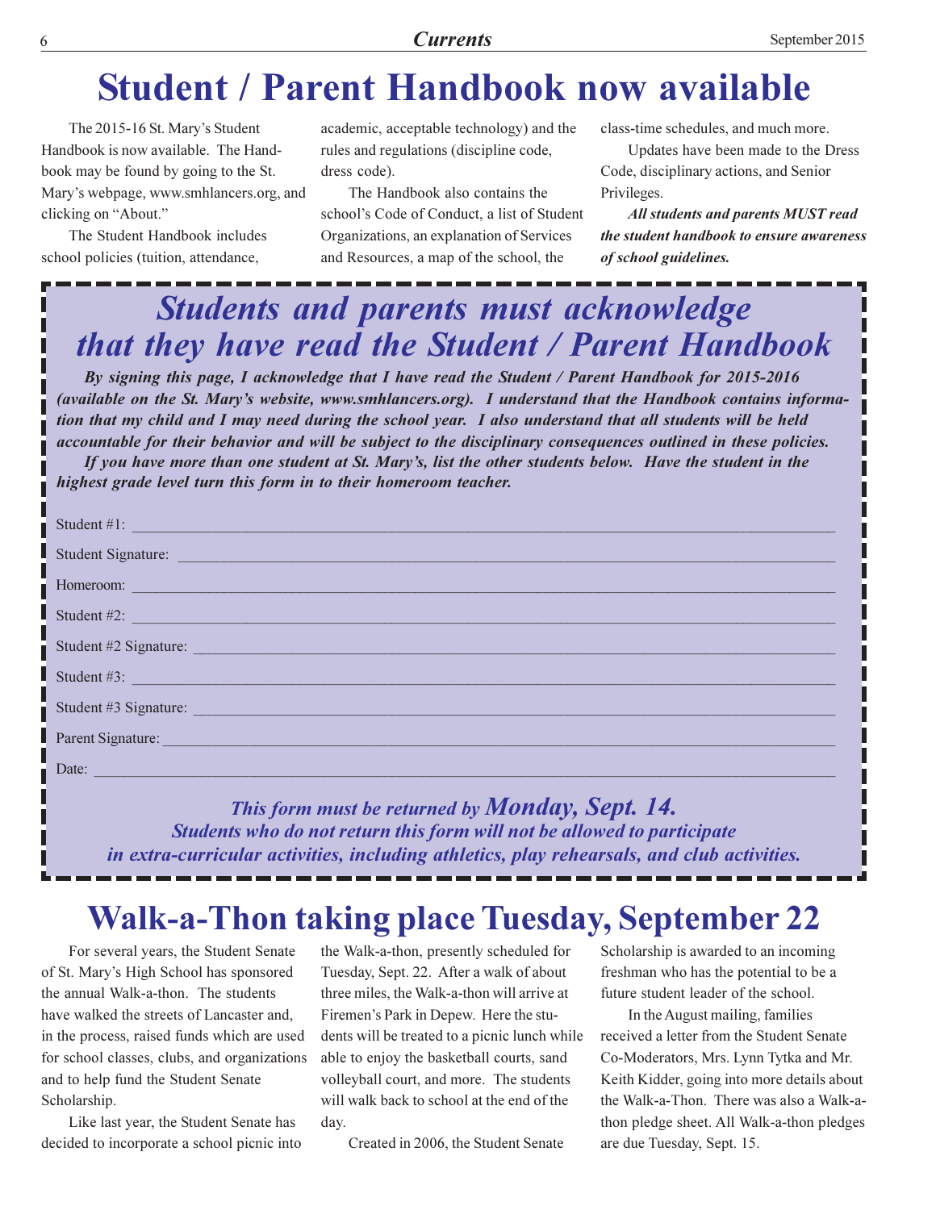# Student / Parent Handbook now available

The 2015-16 St. Mary's Student Handbook is now available. The Handbook may be found by going to the St. Mary's webpage, www.smhlancers.org, and clicking on "About."

The Student Handbook includes school policies (tuition, attendance, academic, acceptable technology) and the rules and regulations (discipline code, dress code).

The Handbook also contains the school's Code of Conduct, a list of Student Organizations, an explanation of Services and Resources, a map of the school, the class-time schedules, and much more.

Updates have been made to the Dress Code, disciplinary actions, and Senior Privileges.

***All students and parents MUST read the student handbook to ensure awareness of school guidelines.***

## *Students and parents must acknowledge that they have read the Student / Parent Handbook*

***By signing this page, I acknowledge that I have read the Student / Parent Handbook for 2015-2016 (available on the St. Mary's website, www.smhlancers.org). I understand that the Handbook contains information that my child and I may need during the school year. I also understand that all students will be held accountable for their behavior and will be subject to the disciplinary consequences outlined in these policies.***

***If you have more than one student at St. Mary's, list the other students below. Have the student in the highest grade level turn this form in to their homeroom teacher.***

Student #1: ____________________________________________

Student Signature: ____________________________________________

Homeroom: ____________________________________________

Student #2: ____________________________________________

Student #2 Signature: ____________________________________________

Student #3: ____________________________________________

Student #3 Signature: ____________________________________________

Parent Signature: ____________________________________________

Date: ____________________________________________

***This form must be returned by Monday, Sept. 14.***
***Students who do not return this form will not be allowed to participate in extra-curricular activities, including athletics, play rehearsals, and club activities.***

# Walk-a-Thon taking place Tuesday, September 22

For several years, the Student Senate of St. Mary's High School has sponsored the annual Walk-a-thon. The students have walked the streets of Lancaster and, in the process, raised funds which are used for school classes, clubs, and organizations and to help fund the Student Senate Scholarship.

Like last year, the Student Senate has decided to incorporate a school picnic into the Walk-a-thon, presently scheduled for Tuesday, Sept. 22. After a walk of about three miles, the Walk-a-thon will arrive at Firemen's Park in Depew. Here the students will be treated to a picnic lunch while able to enjoy the basketball courts, sand volleyball court, and more. The students will walk back to school at the end of the day.

Created in 2006, the Student Senate Scholarship is awarded to an incoming freshman who has the potential to be a future student leader of the school.

In the August mailing, families received a letter from the Student Senate Co-Moderators, Mrs. Lynn Tytka and Mr. Keith Kidder, going into more details about the Walk-a-Thon. There was also a Walk-a-thon pledge sheet. All Walk-a-thon pledges are due Tuesday, Sept. 15.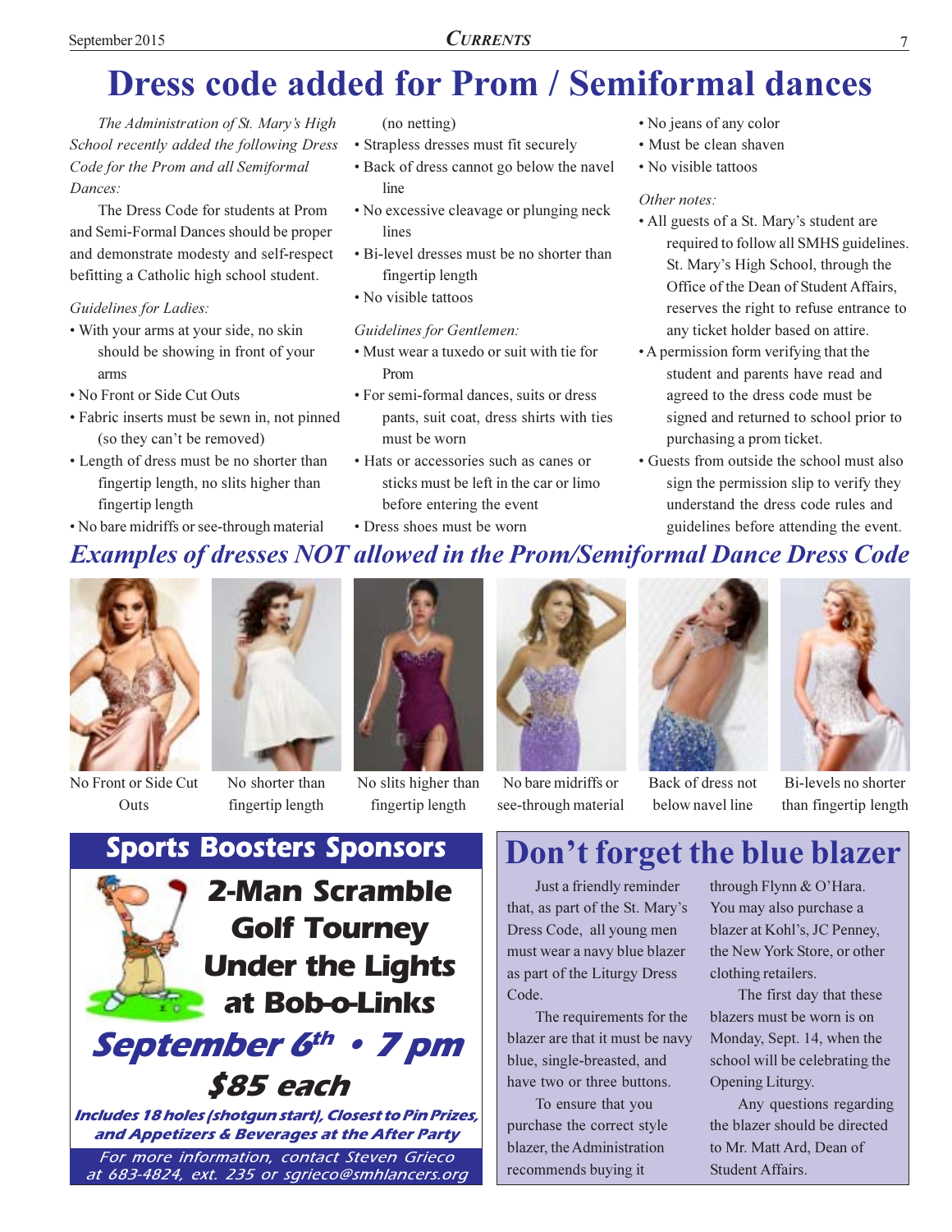# Dress code added for Prom / Semiformal dances

*The Administration of St. Mary's High School recently added the following Dress Code for the Prom and all Semiformal Dances:*

The Dress Code for students at Prom and Semi-Formal Dances should be proper and demonstrate modesty and self-respect befitting a Catholic high school student.

*Guidelines for Ladies:*

- With your arms at your side, no skin should be showing in front of your arms
- No Front or Side Cut Outs
- Fabric inserts must be sewn in, not pinned (so they can't be removed)
- Length of dress must be no shorter than fingertip length, no slits higher than fingertip length
- No bare midriffs or see-through material (no netting)
- Strapless dresses must fit securely
- Back of dress cannot go below the navel line
- No excessive cleavage or plunging neck lines
- Bi-level dresses must be no shorter than fingertip length
- No visible tattoos

*Guidelines for Gentlemen:*

- Must wear a tuxedo or suit with tie for Prom
- For semi-formal dances, suits or dress pants, suit coat, dress shirts with ties must be worn
- Hats or accessories such as canes or sticks must be left in the car or limo before entering the event
- Dress shoes must be worn
- No jeans of any color
- Must be clean shaven
- No visible tattoos

*Other notes:*

- All guests of a St. Mary's student are required to follow all SMHS guidelines. St. Mary's High School, through the Office of the Dean of Student Affairs, reserves the right to refuse entrance to any ticket holder based on attire.
- A permission form verifying that the student and parents have read and agreed to the dress code must be signed and returned to school prior to purchasing a prom ticket.
- Guests from outside the school must also sign the permission slip to verify they understand the dress code rules and guidelines before attending the event.

## *Examples of dresses NOT allowed in the Prom/Semiformal Dance Dress Code*

No Front or Side Cut Outs

No shorter than fingertip length

No slits higher than fingertip length

No bare midriffs or see-through material

Back of dress not below navel line

Bi-levels no shorter than fingertip length

## Sports Boosters Sponsors

**2-Man Scramble Golf Tourney Under the Lights at Bob-o-Links**

***September 6th • 7 pm***

**$85 each**

***Includes 18 holes (shotgun start), Closest to Pin Prizes, and Appetizers & Beverages at the After Party***

*For more information, contact Steven Grieco at 683-4824, ext. 235 or sgrieco@smhlancers.org*

## Don't forget the blue blazer

Just a friendly reminder that, as part of the St. Mary's Dress Code, all young men must wear a navy blue blazer as part of the Liturgy Dress Code.

The requirements for the blazer are that it must be navy blue, single-breasted, and have two or three buttons.

To ensure that you purchase the correct style blazer, the Administration recommends buying it through Flynn & O'Hara. You may also purchase a blazer at Kohl's, JC Penney, the New York Store, or other clothing retailers.

The first day that these blazers must be worn is on Monday, Sept. 14, when the school will be celebrating the Opening Liturgy.

Any questions regarding the blazer should be directed to Mr. Matt Ard, Dean of Student Affairs.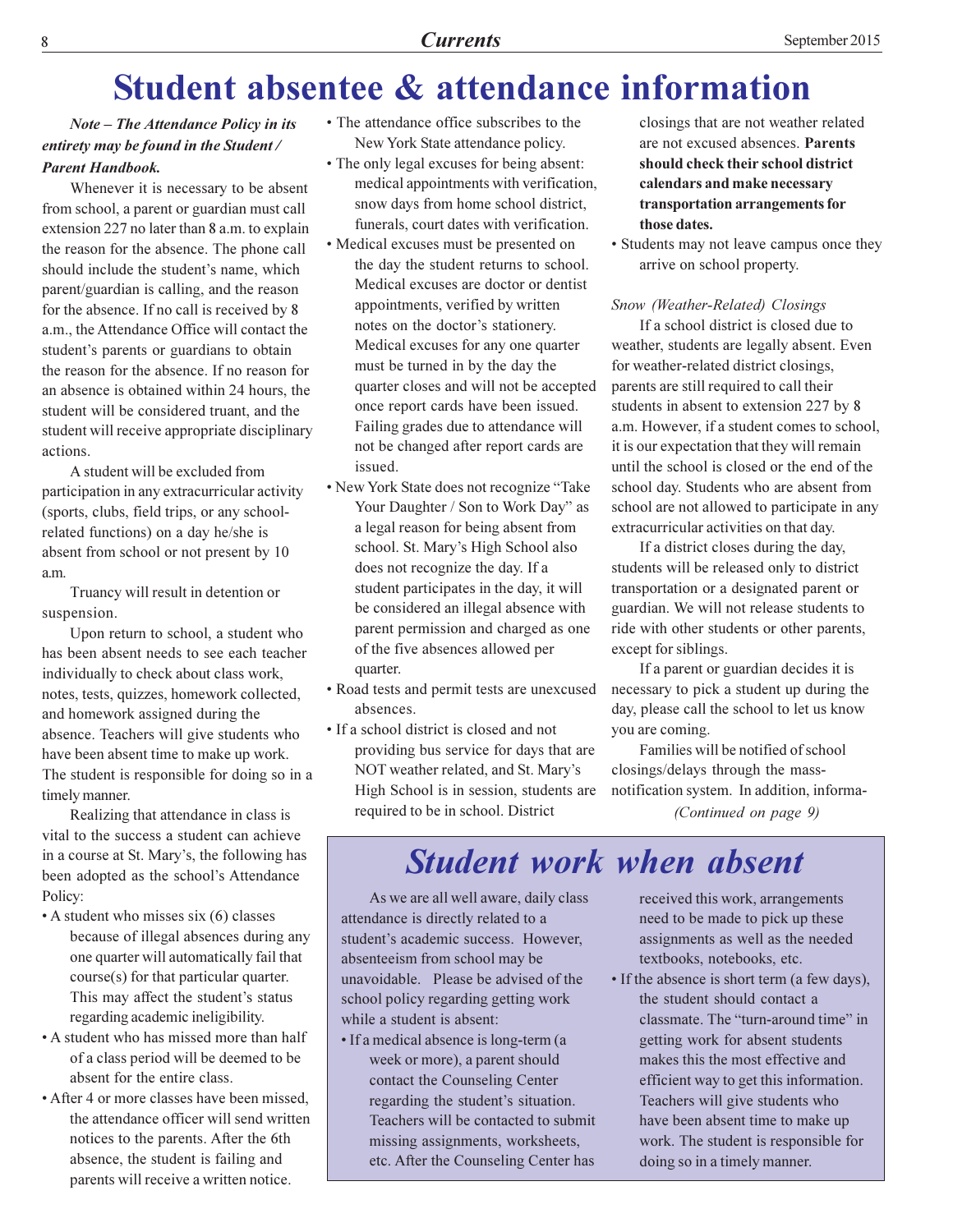# Student absentee & attendance information

***Note – The Attendance Policy in its entirety may be found in the Student / Parent Handbook.***

Whenever it is necessary to be absent from school, a parent or guardian must call extension 227 no later than 8 a.m. to explain the reason for the absence. The phone call should include the student's name, which parent/guardian is calling, and the reason for the absence. If no call is received by 8 a.m., the Attendance Office will contact the student's parents or guardians to obtain the reason for the absence. If no reason for an absence is obtained within 24 hours, the student will be considered truant, and the student will receive appropriate disciplinary actions.

A student will be excluded from participation in any extracurricular activity (sports, clubs, field trips, or any school-related functions) on a day he/she is absent from school or not present by 10 a.m.

Truancy will result in detention or suspension.

Upon return to school, a student who has been absent needs to see each teacher individually to check about class work, notes, tests, quizzes, homework collected, and homework assigned during the absence. Teachers will give students who have been absent time to make up work. The student is responsible for doing so in a timely manner.

Realizing that attendance in class is vital to the success a student can achieve in a course at St. Mary's, the following has been adopted as the school's Attendance Policy:

- A student who misses six (6) classes because of illegal absences during any one quarter will automatically fail that course(s) for that particular quarter. This may affect the student's status regarding academic ineligibility.
- A student who has missed more than half of a class period will be deemed to be absent for the entire class.
- After 4 or more classes have been missed, the attendance officer will send written notices to the parents. After the 6th absence, the student is failing and parents will receive a written notice.
- The attendance office subscribes to the New York State attendance policy.
- The only legal excuses for being absent: medical appointments with verification, snow days from home school district, funerals, court dates with verification.
- Medical excuses must be presented on the day the student returns to school. Medical excuses are doctor or dentist appointments, verified by written notes on the doctor's stationery. Medical excuses for any one quarter must be turned in by the day the quarter closes and will not be accepted once report cards have been issued. Failing grades due to attendance will not be changed after report cards are issued.
- New York State does not recognize "Take Your Daughter / Son to Work Day" as a legal reason for being absent from school. St. Mary's High School also does not recognize the day. If a student participates in the day, it will be considered an illegal absence with parent permission and charged as one of the five absences allowed per quarter.
- Road tests and permit tests are unexcused absences.
- If a school district is closed and not providing bus service for days that are NOT weather related, and St. Mary's High School is in session, students are required to be in school. District closings that are not weather related are not excused absences. **Parents should check their school district calendars and make necessary transportation arrangements for those dates.**
- Students may not leave campus once they arrive on school property.

*Snow (Weather-Related) Closings*

If a school district is closed due to weather, students are legally absent. Even for weather-related district closings, parents are still required to call their students in absent to extension 227 by 8 a.m. However, if a student comes to school, it is our expectation that they will remain until the school is closed or the end of the school day. Students who are absent from school are not allowed to participate in any extracurricular activities on that day.

If a district closes during the day, students will be released only to district transportation or a designated parent or guardian. We will not release students to ride with other students or other parents, except for siblings.

If a parent or guardian decides it is necessary to pick a student up during the day, please call the school to let us know you are coming.

Families will be notified of school closings/delays through the mass-notification system. In addition, informa-

*(Continued on page 9)*

## *Student work when absent*

As we are all well aware, daily class attendance is directly related to a student's academic success. However, absenteeism from school may be unavoidable. Please be advised of the school policy regarding getting work while a student is absent:

- If a medical absence is long-term (a week or more), a parent should contact the Counseling Center regarding the student's situation. Teachers will be contacted to submit missing assignments, worksheets, etc. After the Counseling Center has received this work, arrangements need to be made to pick up these assignments as well as the needed textbooks, notebooks, etc.
- If the absence is short term (a few days), the student should contact a classmate. The "turn-around time" in getting work for absent students makes this the most effective and efficient way to get this information. Teachers will give students who have been absent time to make up work. The student is responsible for doing so in a timely manner.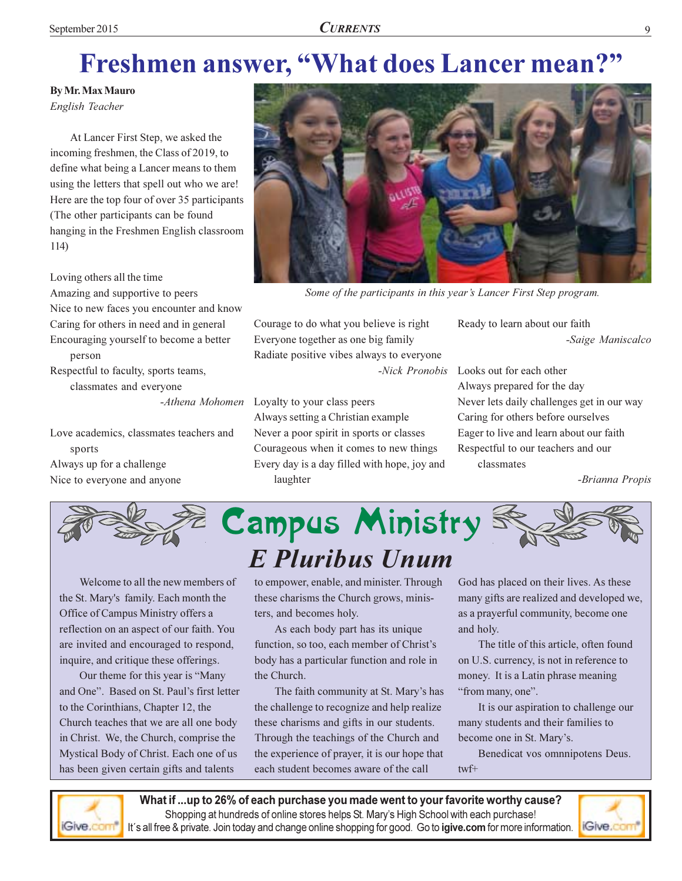# Freshmen answer, "What does Lancer mean?"

**By Mr. Max Mauro**
*English Teacher*

At Lancer First Step, we asked the incoming freshmen, the Class of 2019, to define what being a Lancer means to them using the letters that spell out who we are! Here are the top four of over 35 participants (The other participants can be found hanging in the Freshmen English classroom 114)

*Some of the participants in this year's Lancer First Step program.*

Loving others all the time
Amazing and supportive to peers
Nice to new faces you encounter and know
Caring for others in need and in general
Encouraging yourself to become a better person
Respectful to faculty, sports teams, classmates and everyone

*-Athena Mohomen*

Love academics, classmates teachers and sports
Always up for a challenge
Nice to everyone and anyone
Courage to do what you believe is right
Everyone together as one big family
Radiate positive vibes always to everyone

*-Nick Pronobis*

Loyalty to your class peers
Always setting a Christian example
Never a poor spirit in sports or classes
Courageous when it comes to new things
Every day is a day filled with hope, joy and laughter
Ready to learn about our faith

*-Saige Maniscalco*

Looks out for each other
Always prepared for the day
Never lets daily challenges get in our way
Caring for others before ourselves
Eager to live and learn about our faith
Respectful to our teachers and our classmates

*-Brianna Propis*

# Campus Ministry

## *E Pluribus Unum*

Welcome to all the new members of the St. Mary's family. Each month the Office of Campus Ministry offers a reflection on an aspect of our faith. You are invited and encouraged to respond, inquire, and critique these offerings.

Our theme for this year is "Many and One". Based on St. Paul's first letter to the Corinthians, Chapter 12, the Church teaches that we are all one body in Christ. We, the Church, comprise the Mystical Body of Christ. Each one of us has been given certain gifts and talents to empower, enable, and minister. Through these charisms the Church grows, ministers, and becomes holy.

As each body part has its unique function, so too, each member of Christ's body has a particular function and role in the Church.

The faith community at St. Mary's has the challenge to recognize and help realize these charisms and gifts in our students. Through the teachings of the Church and the experience of prayer, it is our hope that each student becomes aware of the call God has placed on their lives. As these many gifts are realized and developed we, as a prayerful community, become one and holy.

The title of this article, often found on U.S. currency, is not in reference to money. It is a Latin phrase meaning "from many, one".

It is our aspiration to challenge our many students and their families to become one in St. Mary's.

Benedicat vos omnnipotens Deus.

twf+

**What if ...up to 26% of each purchase you made went to your favorite worthy cause?**
Shopping at hundreds of online stores helps St. Mary's High School with each purchase!
It's all free & private. Join today and change online shopping for good. Go to **igive.com** for more information.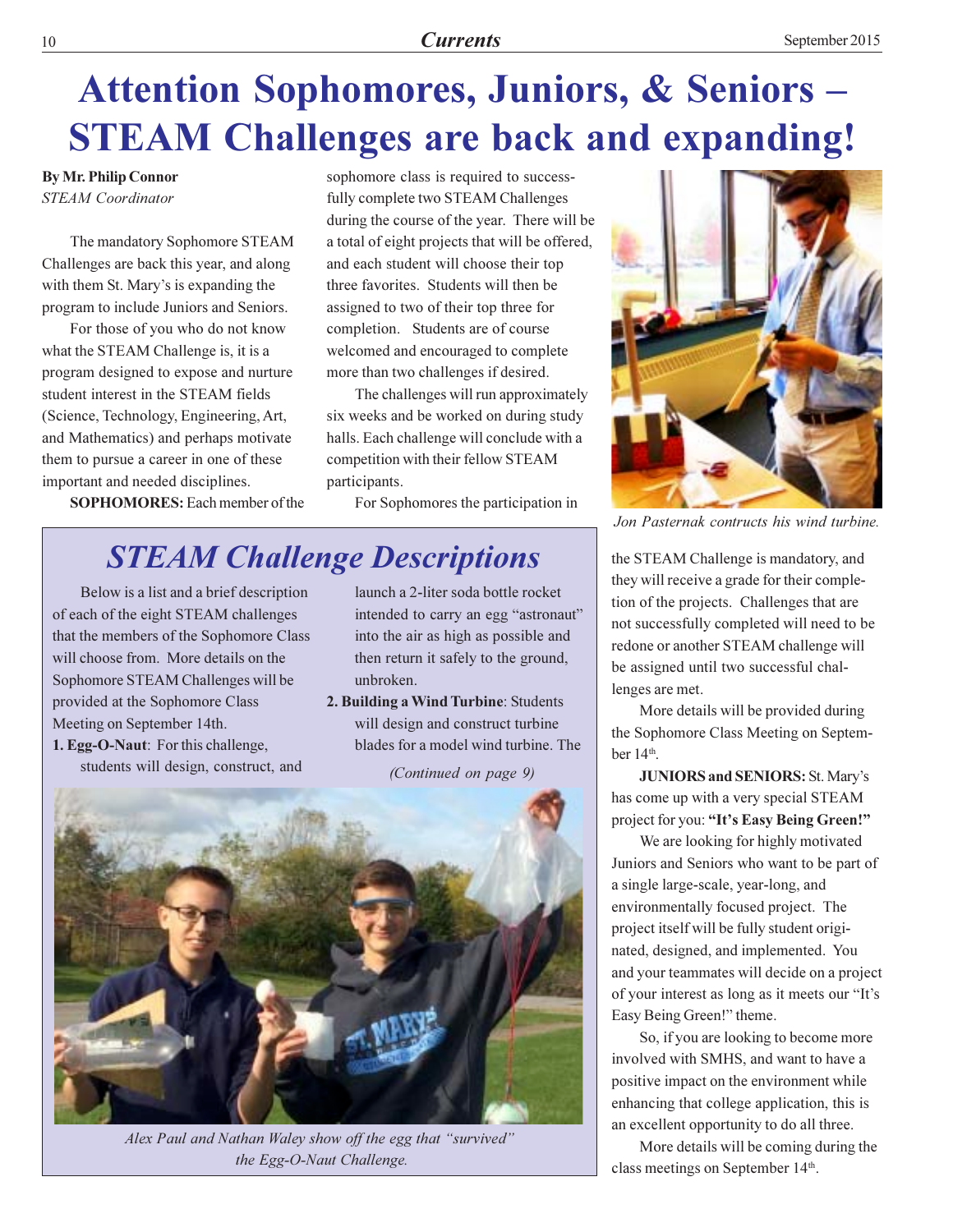# Attention Sophomores, Juniors, & Seniors – STEAM Challenges are back and expanding!

**By Mr. Philip Connor**
*STEAM Coordinator*

The mandatory Sophomore STEAM Challenges are back this year, and along with them St. Mary's is expanding the program to include Juniors and Seniors.

For those of you who do not know what the STEAM Challenge is, it is a program designed to expose and nurture student interest in the STEAM fields (Science, Technology, Engineering, Art, and Mathematics) and perhaps motivate them to pursue a career in one of these important and needed disciplines.

**SOPHOMORES:** Each member of the sophomore class is required to successfully complete two STEAM Challenges during the course of the year. There will be a total of eight projects that will be offered, and each student will choose their top three favorites. Students will then be assigned to two of their top three for completion. Students are of course welcomed and encouraged to complete more than two challenges if desired.

The challenges will run approximately six weeks and be worked on during study halls. Each challenge will conclude with a competition with their fellow STEAM participants.

For Sophomores the participation in the STEAM Challenge is mandatory, and they will receive a grade for their completion of the projects. Challenges that are not successfully completed will need to be redone or another STEAM challenge will be assigned until two successful challenges are met.

More details will be provided during the Sophomore Class Meeting on September 14th.

*Jon Pasternak contructs his wind turbine.*

**JUNIORS and SENIORS:** St. Mary's has come up with a very special STEAM project for you: **"It's Easy Being Green!"**

We are looking for highly motivated Juniors and Seniors who want to be part of a single large-scale, year-long, and environmentally focused project. The project itself will be fully student originated, designed, and implemented. You and your teammates will decide on a project of your interest as long as it meets our "It's Easy Being Green!" theme.

So, if you are looking to become more involved with SMHS, and want to have a positive impact on the environment while enhancing that college application, this is an excellent opportunity to do all three.

More details will be coming during the class meetings on September 14th.

## *STEAM Challenge Descriptions*

Below is a list and a brief description of each of the eight STEAM challenges that the members of the Sophomore Class will choose from. More details on the Sophomore STEAM Challenges will be provided at the Sophomore Class Meeting on September 14th.

1. **Egg-O-Naut**: For this challenge, students will design, construct, and launch a 2-liter soda bottle rocket intended to carry an egg "astronaut" into the air as high as possible and then return it safely to the ground, unbroken.
2. **Building a Wind Turbine**: Students will design and construct turbine blades for a model wind turbine. The

*(Continued on page 9)*

*Alex Paul and Nathan Waley show off the egg that "survived" the Egg-O-Naut Challenge.*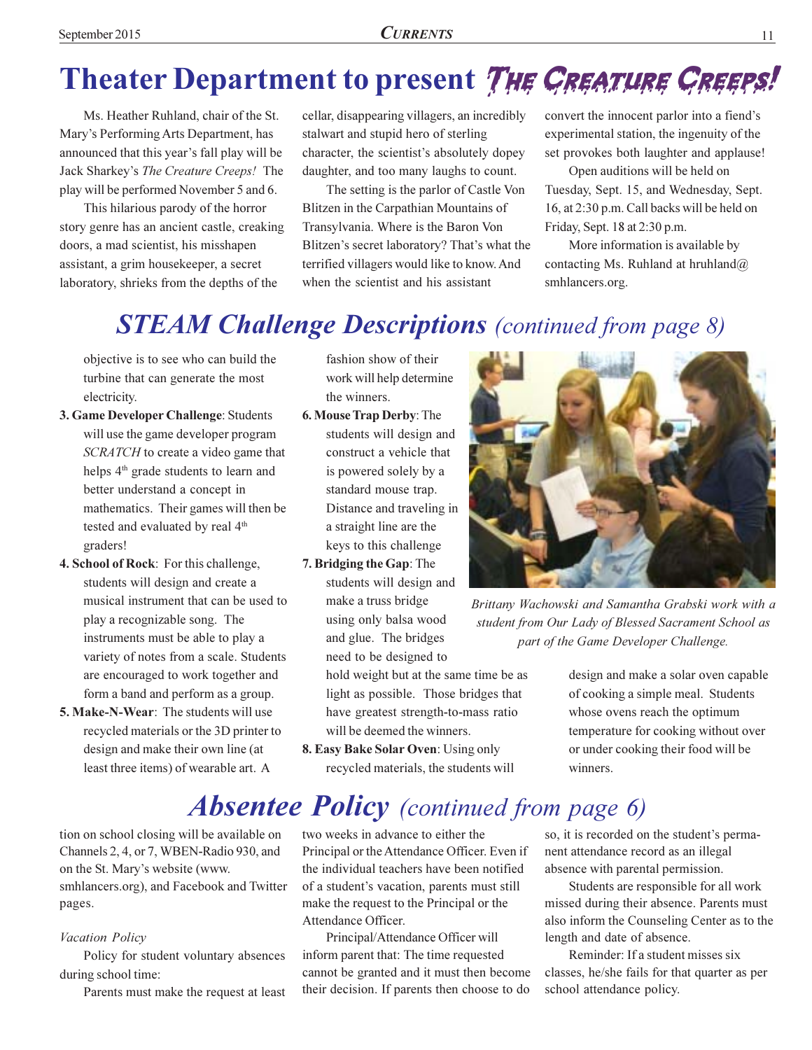# Theater Department to present *The Creature Creeps!*

Ms. Heather Ruhland, chair of the St. Mary's Performing Arts Department, has announced that this year's fall play will be Jack Sharkey's *The Creature Creeps!* The play will be performed November 5 and 6.

This hilarious parody of the horror story genre has an ancient castle, creaking doors, a mad scientist, his misshapen assistant, a grim housekeeper, a secret laboratory, shrieks from the depths of the cellar, disappearing villagers, an incredibly stalwart and stupid hero of sterling character, the scientist's absolutely dopey daughter, and too many laughs to count.

The setting is the parlor of Castle Von Blitzen in the Carpathian Mountains of Transylvania. Where is the Baron Von Blitzen's secret laboratory? That's what the terrified villagers would like to know. And when the scientist and his assistant convert the innocent parlor into a fiend's experimental station, the ingenuity of the set provokes both laughter and applause!

Open auditions will be held on Tuesday, Sept. 15, and Wednesday, Sept. 16, at 2:30 p.m. Call backs will be held on Friday, Sept. 18 at 2:30 p.m.

More information is available by contacting Ms. Ruhland at hruhland@smhlancers.org.

## *STEAM Challenge Descriptions (continued from page 8)*

objective is to see who can build the turbine that can generate the most electricity.

3. **Game Developer Challenge**: Students will use the game developer program *SCRATCH* to create a video game that helps 4th grade students to learn and better understand a concept in mathematics. Their games will then be tested and evaluated by real 4th graders!
4. **School of Rock**: For this challenge, students will design and create a musical instrument that can be used to play a recognizable song. The instruments must be able to play a variety of notes from a scale. Students are encouraged to work together and form a band and perform as a group.
5. **Make-N-Wear**: The students will use recycled materials or the 3D printer to design and make their own line (at least three items) of wearable art. A fashion show of their work will help determine the winners.
6. **Mouse Trap Derby**: The students will design and construct a vehicle that is powered solely by a standard mouse trap. Distance and traveling in a straight line are the keys to this challenge
7. **Bridging the Gap**: The students will design and make a truss bridge using only balsa wood and glue. The bridges need to be designed to hold weight but at the same time be as light as possible. Those bridges that have greatest strength-to-mass ratio will be deemed the winners.
8. **Easy Bake Solar Oven**: Using only recycled materials, the students will design and make a solar oven capable of cooking a simple meal. Students whose ovens reach the optimum temperature for cooking without over or under cooking their food will be winners.

*Brittany Wachowski and Samantha Grabski work with a student from Our Lady of Blessed Sacrament School as part of the Game Developer Challenge.*

## *Absentee Policy (continued from page 6)*

tion on school closing will be available on Channels 2, 4, or 7, WBEN-Radio 930, and on the St. Mary's website (www.smhlancers.org), and Facebook and Twitter pages.

*Vacation Policy*

Policy for student voluntary absences during school time:

Parents must make the request at least two weeks in advance to either the Principal or the Attendance Officer. Even if the individual teachers have been notified of a student's vacation, parents must still make the request to the Principal or the Attendance Officer.

Principal/Attendance Officer will inform parent that: The time requested cannot be granted and it must then become their decision. If parents then choose to do so, it is recorded on the student's permanent attendance record as an illegal absence with parental permission.

Students are responsible for all work missed during their absence. Parents must also inform the Counseling Center as to the length and date of absence.

Reminder: If a student misses six classes, he/she fails for that quarter as per school attendance policy.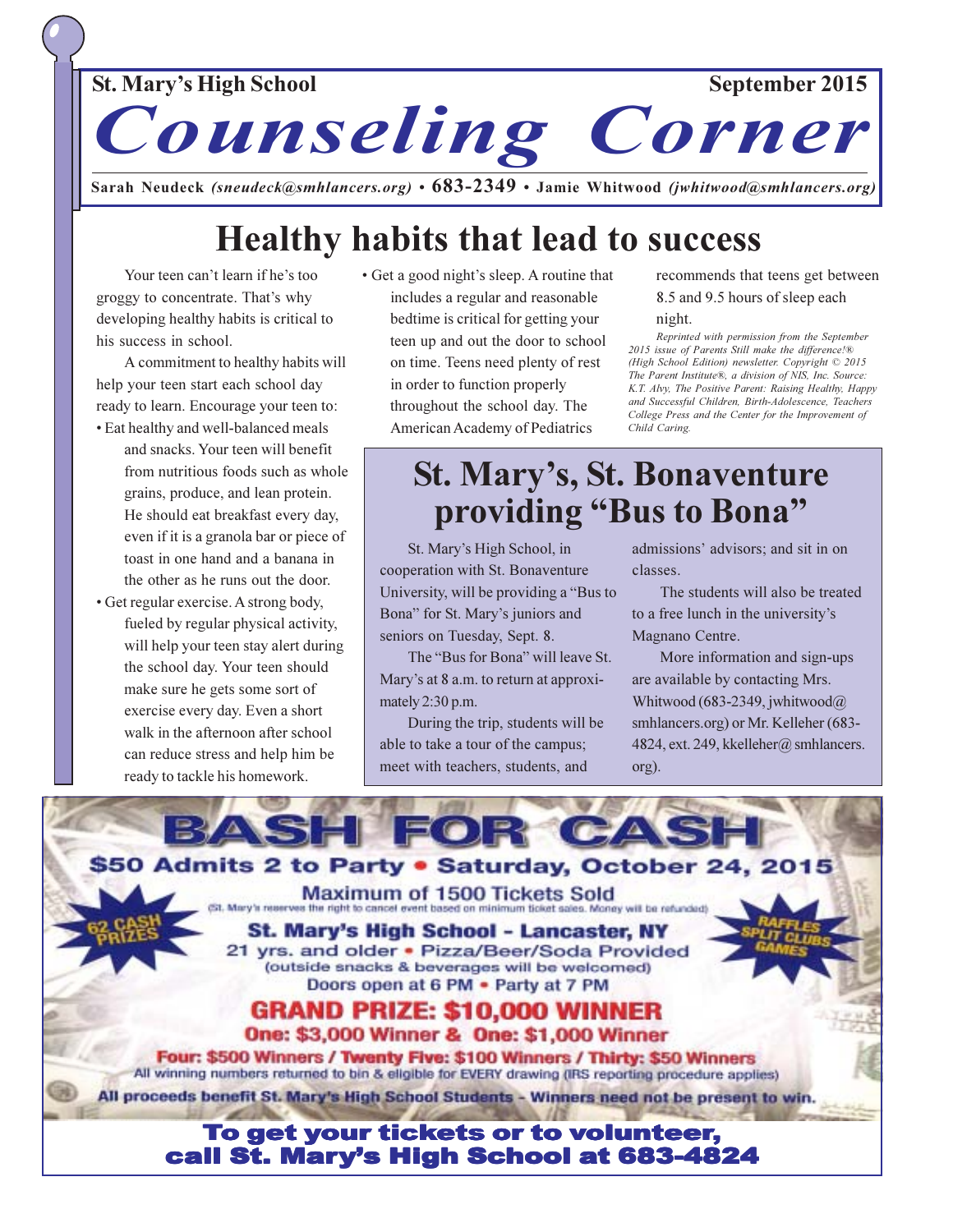St. Mary's High School **September 2015**

# *Counseling Corner*

**Sarah Neudeck** *(sneudeck@smhlancers.org)* • **683-2349** • **Jamie Whitwood** *(jwhitwood@smhlancers.org)*

## Healthy habits that lead to success

Your teen can't learn if he's too groggy to concentrate. That's why developing healthy habits is critical to his success in school.

A commitment to healthy habits will help your teen start each school day ready to learn. Encourage your teen to:

- Eat healthy and well-balanced meals and snacks. Your teen will benefit from nutritious foods such as whole grains, produce, and lean protein. He should eat breakfast every day, even if it is a granola bar or piece of toast in one hand and a banana in the other as he runs out the door.
- Get regular exercise. A strong body, fueled by regular physical activity, will help your teen stay alert during the school day. Your teen should make sure he gets some sort of exercise every day. Even a short walk in the afternoon after school can reduce stress and help him be ready to tackle his homework.
- Get a good night's sleep. A routine that includes a regular and reasonable bedtime is critical for getting your teen up and out the door to school on time. Teens need plenty of rest in order to function properly throughout the school day. The American Academy of Pediatrics recommends that teens get between 8.5 and 9.5 hours of sleep each night.

*Reprinted with permission from the September 2015 issue of Parents Still make the difference!® (High School Edition) newsletter. Copyright © 2015 The Parent Institute®, a division of NIS, Inc. Source: K.T. Alvy, The Positive Parent: Raising Healthy, Happy and Successful Children, Birth-Adolescence, Teachers College Press and the Center for the Improvement of Child Caring.*

## St. Mary's, St. Bonaventure providing "Bus to Bona"

St. Mary's High School, in cooperation with St. Bonaventure University, will be providing a "Bus to Bona" for St. Mary's juniors and seniors on Tuesday, Sept. 8.

The "Bus for Bona" will leave St. Mary's at 8 a.m. to return at approximately 2:30 p.m.

During the trip, students will be able to take a tour of the campus; meet with teachers, students, and admissions' advisors; and sit in on classes.

The students will also be treated to a free lunch in the university's Magnano Centre.

More information and sign-ups are available by contacting Mrs. Whitwood (683-2349, jwhitwood@smhlancers.org) or Mr. Kelleher (683-4824, ext. 249, kkelleher@ smhlancers.org).

## BASH FOR CASH

**$50 Admits 2 to Party • Saturday, October 24, 2015**

**Maximum of 1500 Tickets Sold**

(St. Mary's reserves the right to cancel event based on minimum ticket sales. Money will be refunded)

**62 CASH PRIZES**

**RAFFLES SPLIT CLUBS GAMES**

**St. Mary's High School - Lancaster, NY**

21 yrs. and older • Pizza/Beer/Soda Provided

(outside snacks & beverages will be welcomed)

Doors open at 6 PM • Party at 7 PM

**GRAND PRIZE: $10,000 WINNER**

**One: $3,000 Winner & One: $1,000 Winner**

**Four: $500 Winners / Twenty Five: $100 Winners / Thirty: $50 Winners**

All winning numbers returned to bin & eligible for EVERY drawing (IRS reporting procedure applies)

**All proceeds benefit St. Mary's High School Students - Winners need not be present to win.**

**To get your tickets or to volunteer, call St. Mary's High School at 683-4824**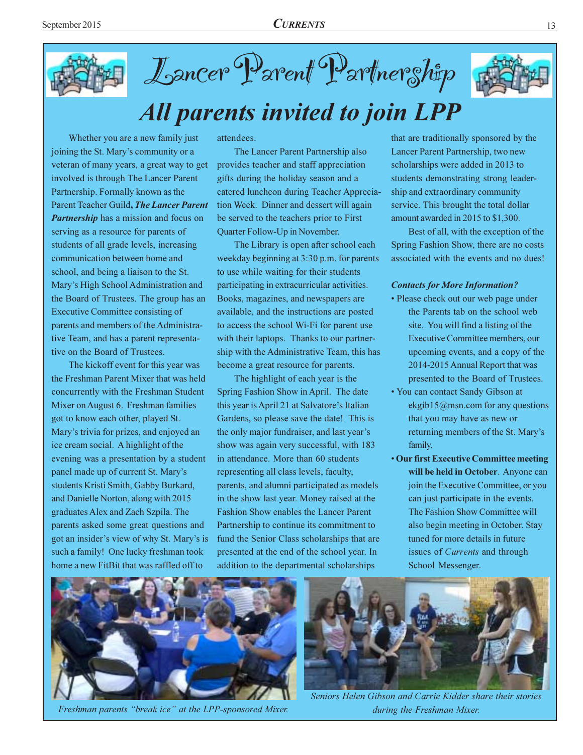# Lancer Parent Partnership

## All parents invited to join LPP

Whether you are a new family just joining the St. Mary's community or a veteran of many years, a great way to get involved is through The Lancer Parent Partnership. Formally known as the Parent Teacher Guild, ***The Lancer Parent Partnership*** has a mission and focus on serving as a resource for parents of students of all grade levels, increasing communication between home and school, and being a liaison to the St. Mary's High School Administration and the Board of Trustees. The group has an Executive Committee consisting of parents and members of the Administrative Team, and has a parent representative on the Board of Trustees.

The kickoff event for this year was the Freshman Parent Mixer that was held concurrently with the Freshman Student Mixer on August 6. Freshman families got to know each other, played St. Mary's trivia for prizes, and enjoyed an ice cream social. A highlight of the evening was a presentation by a student panel made up of current St. Mary's students Kristi Smith, Gabby Burkard, and Danielle Norton, along with 2015 graduates Alex and Zach Szpila. The parents asked some great questions and got an insider's view of why St. Mary's is such a family! One lucky freshman took home a new FitBit that was raffled off to attendees.

The Lancer Parent Partnership also provides teacher and staff appreciation gifts during the holiday season and a catered luncheon during Teacher Appreciation Week. Dinner and dessert will again be served to the teachers prior to First Quarter Follow-Up in November.

The Library is open after school each weekday beginning at 3:30 p.m. for parents to use while waiting for their students participating in extracurricular activities. Books, magazines, and newspapers are available, and the instructions are posted to access the school Wi-Fi for parent use with their laptops. Thanks to our partnership with the Administrative Team, this has become a great resource for parents.

The highlight of each year is the Spring Fashion Show in April. The date this year is April 21 at Salvatore's Italian Gardens, so please save the date! This is the only major fundraiser, and last year's show was again very successful, with 183 in attendance. More than 60 students representing all class levels, faculty, parents, and alumni participated as models in the show last year. Money raised at the Fashion Show enables the Lancer Parent Partnership to continue its commitment to fund the Senior Class scholarships that are presented at the end of the school year. In addition to the departmental scholarships that are traditionally sponsored by the Lancer Parent Partnership, two new scholarships were added in 2013 to students demonstrating strong leadership and extraordinary community service. This brought the total dollar amount awarded in 2015 to $1,300.

Best of all, with the exception of the Spring Fashion Show, there are no costs associated with the events and no dues!

***Contacts for More Information?***

- Please check out our web page under the Parents tab on the school web site. You will find a listing of the Executive Committee members, our upcoming events, and a copy of the 2014-2015 Annual Report that was presented to the Board of Trustees.
- You can contact Sandy Gibson at ekgib15@msn.com for any questions that you may have as new or returning members of the St. Mary's family.
- **Our first Executive Committee meeting will be held in October**. Anyone can join the Executive Committee, or you can just participate in the events. The Fashion Show Committee will also begin meeting in October. Stay tuned for more details in future issues of *Currents* and through School Messenger.

*Freshman parents "break ice" at the LPP-sponsored Mixer.*

*Seniors Helen Gibson and Carrie Kidder share their stories during the Freshman Mixer.*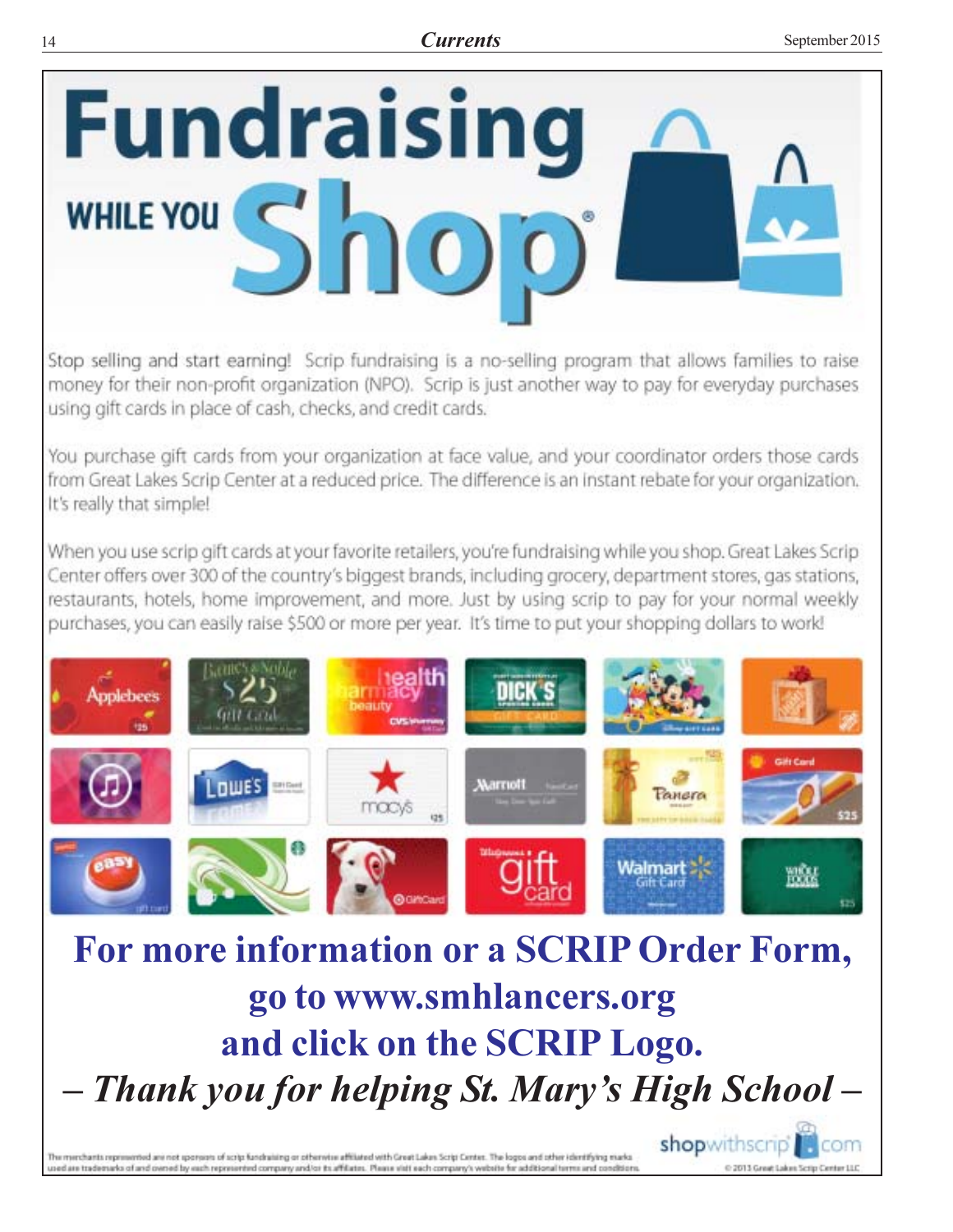# Fundraising WHILE YOU Shop®

Stop selling and start earning! Scrip fundraising is a no-selling program that allows families to raise money for their non-profit organization (NPO). Scrip is just another way to pay for everyday purchases using gift cards in place of cash, checks, and credit cards.

You purchase gift cards from your organization at face value, and your coordinator orders those cards from Great Lakes Scrip Center at a reduced price. The difference is an instant rebate for your organization. It's really that simple!

When you use scrip gift cards at your favorite retailers, you're fundraising while you shop. Great Lakes Scrip Center offers over 300 of the country's biggest brands, including grocery, department stores, gas stations, restaurants, hotels, home improvement, and more. Just by using scrip to pay for your normal weekly purchases, you can easily raise $500 or more per year. It's time to put your shopping dollars to work!

**For more information or a SCRIP Order Form, go to www.smhlancers.org and click on the SCRIP Logo.**

***– Thank you for helping St. Mary's High School –***

The merchants represented are not sponsors of scrip fundraising or otherwise affiliated with Great Lakes Scrip Center. The logos and other identifying marks used are trademarks of and owned by each represented company and/or its affiliates. Please visit each company's website for additional terms and conditions.

shopwithscrip.com

© 2013 Great Lakes Scrip Center LLC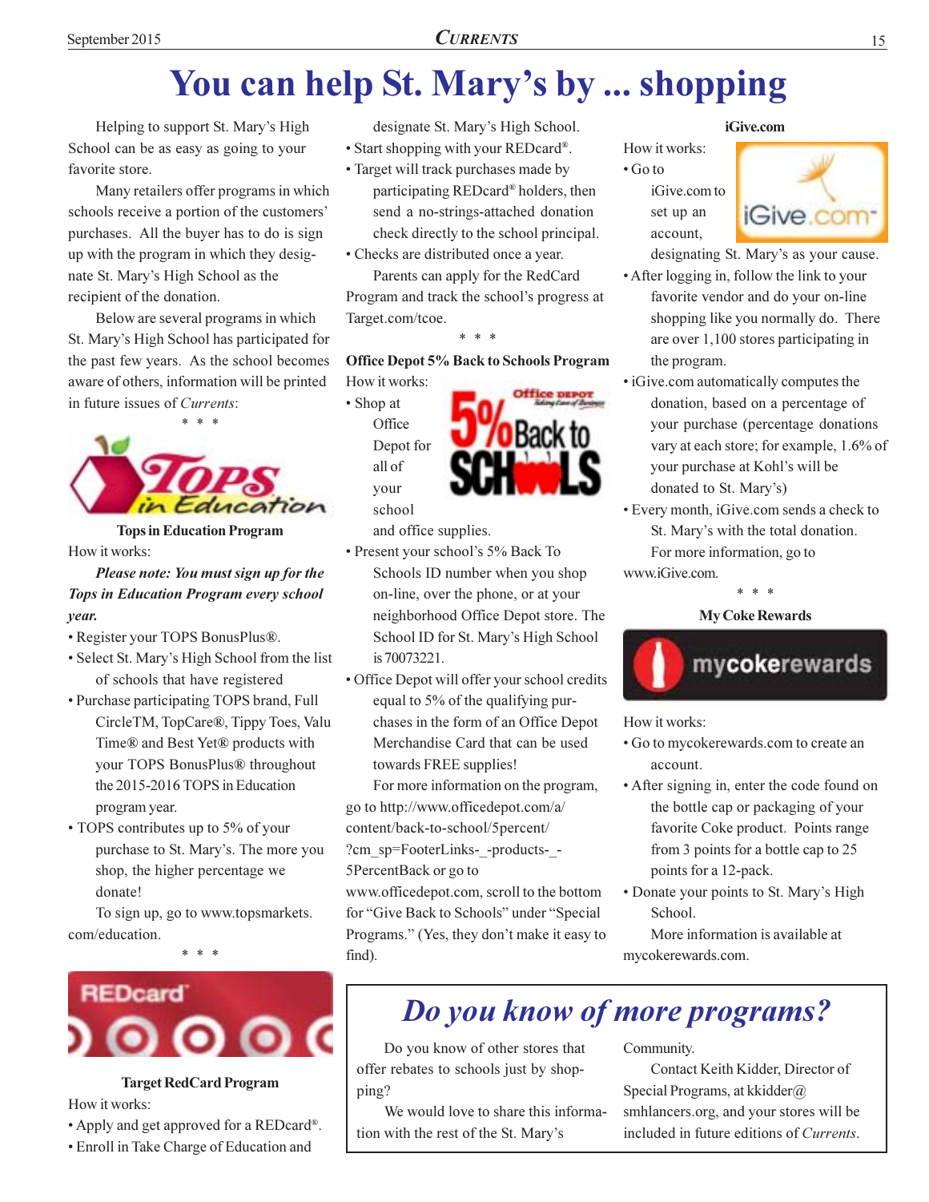# You can help St. Mary's by ... shopping

Helping to support St. Mary's High School can be as easy as going to your favorite store.

Many retailers offer programs in which schools receive a portion of the customers' purchases. All the buyer has to do is sign up with the program in which they designate St. Mary's High School as the recipient of the donation.

Below are several programs in which St. Mary's High School has participated for the past few years. As the school becomes aware of others, information will be printed in future issues of *Currents*:

\* \* \*

**Tops in Education Program**

How it works:

***Please note: You must sign up for the Tops in Education Program every school year.***

- Register your TOPS BonusPlus®.
- Select St. Mary's High School from the list of schools that have registered
- Purchase participating TOPS brand, Full CircleTM, TopCare®, Tippy Toes, Valu Time® and Best Yet® products with your TOPS BonusPlus® throughout the 2015-2016 TOPS in Education program year.
- TOPS contributes up to 5% of your purchase to St. Mary's. The more you shop, the higher percentage we donate!

To sign up, go to www.topsmarkets.com/education.

\* \* \*

**Target RedCard Program**

How it works:

- Apply and get approved for a REDcard®.
- Enroll in Take Charge of Education and designate St. Mary's High School.
- Start shopping with your REDcard®.
- Target will track purchases made by participating REDcard® holders, then send a no-strings-attached donation check directly to the school principal.
- Checks are distributed once a year.

Parents can apply for the RedCard Program and track the school's progress at Target.com/tcoe.

\* \* \*

**Office Depot 5% Back to Schools Program**

How it works:

- Shop at Office Depot for all of your school and office supplies.
- Present your school's 5% Back To Schools ID number when you shop on-line, over the phone, or at your neighborhood Office Depot store. The School ID for St. Mary's High School is 70073221.
- Office Depot will offer your school credits equal to 5% of the qualifying purchases in the form of an Office Depot Merchandise Card that can be used towards FREE supplies!

For more information on the program, go to http://www.officedepot.com/a/content/back-to-school/5percent/?cm_sp=FooterLinks-_-products-_-5PercentBack or go to www.officedepot.com, scroll to the bottom for "Give Back to Schools" under "Special Programs." (Yes, they don't make it easy to find).

**iGive.com**

How it works:

- Go to iGive.com to set up an account, designating St. Mary's as your cause.
- After logging in, follow the link to your favorite vendor and do your on-line shopping like you normally do. There are over 1,100 stores participating in the program.
- iGive.com automatically computes the donation, based on a percentage of your purchase (percentage donations vary at each store; for example, 1.6% of your purchase at Kohl's will be donated to St. Mary's)
- Every month, iGive.com sends a check to St. Mary's with the total donation.

For more information, go to www.iGive.com.

\* \* \*

**My Coke Rewards**

How it works:

- Go to mycokerewards.com to create an account.
- After signing in, enter the code found on the bottle cap or packaging of your favorite Coke product. Points range from 3 points for a bottle cap to 25 points for a 12-pack.
- Donate your points to St. Mary's High School.

More information is available at mycokerewards.com.

## *Do you know of more programs?*

Do you know of other stores that offer rebates to schools just by shopping?

We would love to share this information with the rest of the St. Mary's Community.

Contact Keith Kidder, Director of Special Programs, at kkidder@smhlancers.org, and your stores will be included in future editions of *Currents*.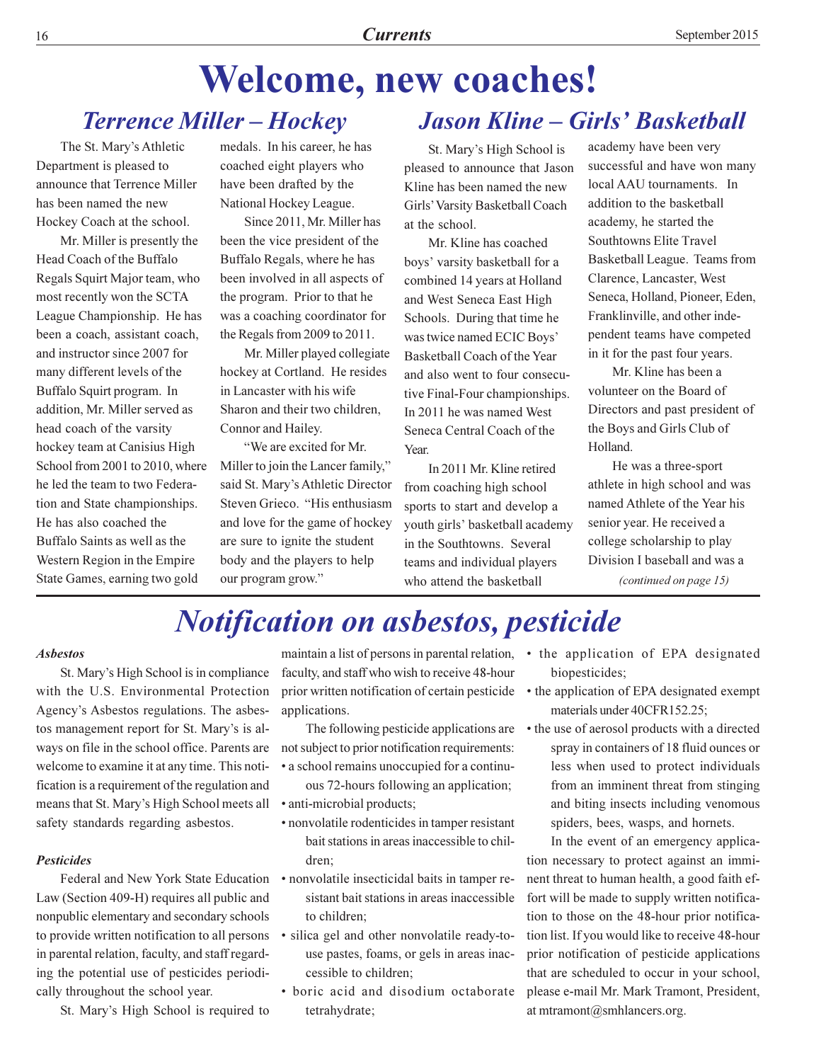# Welcome, new coaches!

## *Terrence Miller – Hockey*

The St. Mary's Athletic Department is pleased to announce that Terrence Miller has been named the new Hockey Coach at the school.

Mr. Miller is presently the Head Coach of the Buffalo Regals Squirt Major team, who most recently won the SCTA League Championship. He has been a coach, assistant coach, and instructor since 2007 for many different levels of the Buffalo Squirt program. In addition, Mr. Miller served as head coach of the varsity hockey team at Canisius High School from 2001 to 2010, where he led the team to two Federation and State championships. He has also coached the Buffalo Saints as well as the Western Region in the Empire State Games, earning two gold medals. In his career, he has coached eight players who have been drafted by the National Hockey League.

Since 2011, Mr. Miller has been the vice president of the Buffalo Regals, where he has been involved in all aspects of the program. Prior to that he was a coaching coordinator for the Regals from 2009 to 2011.

Mr. Miller played collegiate hockey at Cortland. He resides in Lancaster with his wife Sharon and their two children, Connor and Hailey.

"We are excited for Mr. Miller to join the Lancer family," said St. Mary's Athletic Director Steven Grieco. "His enthusiasm and love for the game of hockey are sure to ignite the student body and the players to help our program grow."

## *Jason Kline – Girls' Basketball*

St. Mary's High School is pleased to announce that Jason Kline has been named the new Girls' Varsity Basketball Coach at the school.

Mr. Kline has coached boys' varsity basketball for a combined 14 years at Holland and West Seneca East High Schools. During that time he was twice named ECIC Boys' Basketball Coach of the Year and also went to four consecutive Final-Four championships. In 2011 he was named West Seneca Central Coach of the Year.

In 2011 Mr. Kline retired from coaching high school sports to start and develop a youth girls' basketball academy in the Southtowns. Several teams and individual players who attend the basketball academy have been very successful and have won many local AAU tournaments. In addition to the basketball academy, he started the Southtowns Elite Travel Basketball League. Teams from Clarence, Lancaster, West Seneca, Holland, Pioneer, Eden, Franklinville, and other independent teams have competed in it for the past four years.

Mr. Kline has been a volunteer on the Board of Directors and past president of the Boys and Girls Club of Holland.

He was a three-sport athlete in high school and was named Athlete of the Year his senior year. He received a college scholarship to play Division I baseball and was a

*(continued on page 15)*

# *Notification on asbestos, pesticide*

***Asbestos***

St. Mary's High School is in compliance with the U.S. Environmental Protection Agency's Asbestos regulations. The asbestos management report for St. Mary's is always on file in the school office. Parents are welcome to examine it at any time. This notification is a requirement of the regulation and means that St. Mary's High School meets all safety standards regarding asbestos.

***Pesticides***

Federal and New York State Education Law (Section 409-H) requires all public and nonpublic elementary and secondary schools to provide written notification to all persons in parental relation, faculty, and staff regarding the potential use of pesticides periodically throughout the school year.

St. Mary's High School is required to maintain a list of persons in parental relation, faculty, and staff who wish to receive 48-hour prior written notification of certain pesticide applications.

The following pesticide applications are not subject to prior notification requirements:

- a school remains unoccupied for a continuous 72-hours following an application;
- anti-microbial products;
- nonvolatile rodenticides in tamper resistant bait stations in areas inaccessible to children;
- nonvolatile insecticidal baits in tamper resistant bait stations in areas inaccessible to children;
- silica gel and other nonvolatile ready-to-use pastes, foams, or gels in areas inaccessible to children;
- boric acid and disodium octaborate tetrahydrate;
- the application of EPA designated biopesticides;
- the application of EPA designated exempt materials under 40CFR152.25;
- the use of aerosol products with a directed spray in containers of 18 fluid ounces or less when used to protect individuals from an imminent threat from stinging and biting insects including venomous spiders, bees, wasps, and hornets.

In the event of an emergency application necessary to protect against an imminent threat to human health, a good faith effort will be made to supply written notification to those on the 48-hour prior notification list. If you would like to receive 48-hour prior notification of pesticide applications that are scheduled to occur in your school, please e-mail Mr. Mark Tramont, President, at mtramont@smhlancers.org.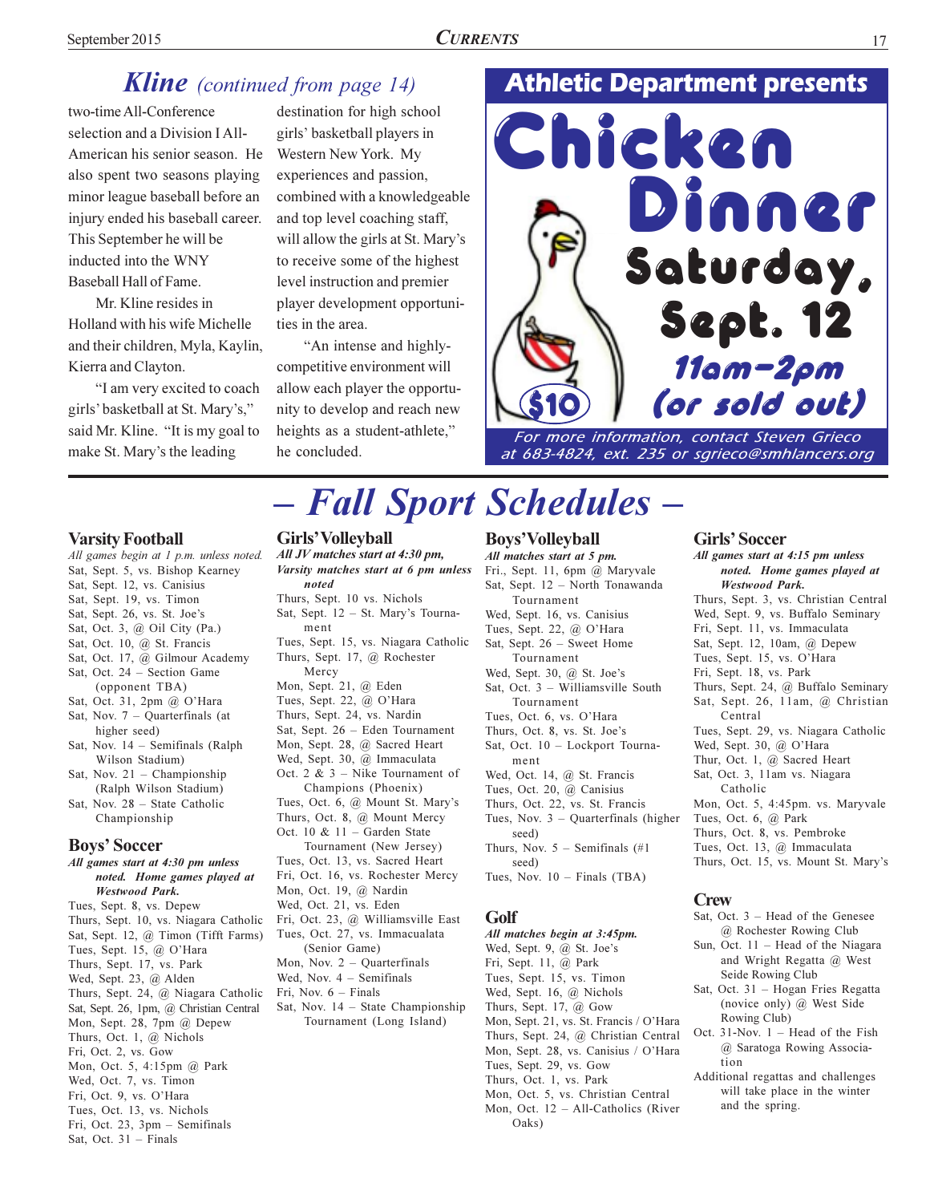## *Kline* *(continued from page 14)*

two-time All-Conference selection and a Division I All-American his senior season. He also spent two seasons playing minor league baseball before an injury ended his baseball career. This September he will be inducted into the WNY Baseball Hall of Fame.

Mr. Kline resides in Holland with his wife Michelle and their children, Myla, Kaylin, Kierra and Clayton.

"I am very excited to coach girls' basketball at St. Mary's," said Mr. Kline. "It is my goal to make St. Mary's the leading destination for high school girls' basketball players in Western New York. My experiences and passion, combined with a knowledgeable and top level coaching staff, will allow the girls at St. Mary's to receive some of the highest level instruction and premier player development opportunities in the area.

"An intense and highly-competitive environment will allow each player the opportunity to develop and reach new heights as a student-athlete," he concluded.

**Athletic Department presents**

# Chicken Dinner

**Saturday, Sept. 12**

**11am–2pm (or sold out)**

**$10**

*For more information, contact Steven Grieco at 683-4824, ext. 235 or sgrieco@smhlancers.org*

# – *Fall Sport Schedules* –

### Varsity Football

*All games begin at 1 p.m. unless noted.*

- Sat, Sept. 5, vs. Bishop Kearney
- Sat, Sept. 12, vs. Canisius
- Sat, Sept. 19, vs. Timon
- Sat, Sept. 26, vs. St. Joe's
- Sat, Oct. 3, @ Oil City (Pa.)
- Sat, Oct. 10, @ St. Francis
- Sat, Oct. 17, @ Gilmour Academy
- Sat, Oct. 24 – Section Game (opponent TBA)
- Sat, Oct. 31, 2pm @ O'Hara
- Sat, Nov. 7 – Quarterfinals (at higher seed)
- Sat, Nov. 14 – Semifinals (Ralph Wilson Stadium)
- Sat, Nov. 21 – Championship (Ralph Wilson Stadium)
- Sat, Nov. 28 – State Catholic Championship

### Boys' Soccer

***All games start at 4:30 pm unless noted. Home games played at Westwood Park.***

- Tues, Sept. 8, vs. Depew
- Thurs, Sept. 10, vs. Niagara Catholic
- Sat, Sept. 12, @ Timon (Tifft Farms)
- Tues, Sept. 15, @ O'Hara
- Thurs, Sept. 17, vs. Park
- Wed, Sept. 23, @ Alden
- Thurs, Sept. 24, @ Niagara Catholic
- Sat, Sept. 26, 1pm, @ Christian Central
- Mon, Sept. 28, 7pm @ Depew
- Thurs, Oct. 1, @ Nichols
- Fri, Oct. 2, vs. Gow
- Mon, Oct. 5, 4:15pm @ Park
- Wed, Oct. 7, vs. Timon
- Fri, Oct. 9, vs. O'Hara
- Tues, Oct. 13, vs. Nichols
- Fri, Oct. 23, 3pm – Semifinals
- Sat, Oct. 31 – Finals

### Girls' Volleyball

***All JV matches start at 4:30 pm, Varsity matches start at 6 pm unless noted***

- Thurs, Sept. 10 vs. Nichols
- Sat, Sept. 12 – St. Mary's Tournament
- Tues, Sept. 15, vs. Niagara Catholic
- Thurs, Sept. 17, @ Rochester Mercy
- Mon, Sept. 21, @ Eden
- Tues, Sept. 22, @ O'Hara
- Thurs, Sept. 24, vs. Nardin
- Sat, Sept. 26 – Eden Tournament
- Mon, Sept. 28, @ Sacred Heart
- Wed, Sept. 30, @ Immaculata
- Oct. 2 & 3 – Nike Tournament of Champions (Phoenix)
- Tues, Oct. 6, @ Mount St. Mary's
- Thurs, Oct. 8, @ Mount Mercy
- Oct. 10 & 11 – Garden State Tournament (New Jersey)
- Tues, Oct. 13, vs. Sacred Heart
- Fri, Oct. 16, vs. Rochester Mercy
- Mon, Oct. 19, @ Nardin
- Wed, Oct. 21, vs. Eden
- Fri, Oct. 23, @ Williamsville East
- Tues, Oct. 27, vs. Immacualata (Senior Game)
- Mon, Nov. 2 – Quarterfinals
- Wed, Nov. 4 – Semifinals
- Fri, Nov. 6 – Finals
- Sat, Nov. 14 – State Championship Tournament (Long Island)

### Boys' Volleyball

***All matches start at 5 pm.***

- Fri., Sept. 11, 6pm @ Maryvale
- Sat, Sept. 12 – North Tonawanda Tournament
- Wed, Sept. 16, vs. Canisius
- Tues, Sept. 22, @ O'Hara
- Sat, Sept. 26 – Sweet Home Tournament
- Wed, Sept. 30, @ St. Joe's
- Sat, Oct. 3 – Williamsville South Tournament
- Tues, Oct. 6, vs. O'Hara
- Thurs, Oct. 8, vs. St. Joe's
- Sat, Oct. 10 – Lockport Tournament
- Wed, Oct. 14, @ St. Francis
- Tues, Oct. 20, @ Canisius
- Thurs, Oct. 22, vs. St. Francis
- Tues, Nov. 3 – Quarterfinals (higher seed)
- Thurs, Nov. 5 – Semifinals (#1 seed)
- Tues, Nov. 10 – Finals (TBA)

### Golf

***All matches begin at 3:45pm.***

- Wed, Sept. 9, @ St. Joe's
- Fri, Sept. 11, @ Park
- Tues, Sept. 15, vs. Timon
- Wed, Sept. 16, @ Nichols
- Thurs, Sept. 17, @ Gow
- Mon, Sept. 21, vs. St. Francis / O'Hara
- Thurs, Sept. 24, @ Christian Central
- Mon, Sept. 28, vs. Canisius / O'Hara
- Tues, Sept. 29, vs. Gow
- Thurs, Oct. 1, vs. Park
- Mon, Oct. 5, vs. Christian Central
- Mon, Oct. 12 – All-Catholics (River Oaks)

### Girls' Soccer

***All games start at 4:15 pm unless noted. Home games played at Westwood Park.***

- Thurs, Sept. 3, vs. Christian Central
- Wed, Sept. 9, vs. Buffalo Seminary
- Fri, Sept. 11, vs. Immaculata
- Sat, Sept. 12, 10am, @ Depew
- Tues, Sept. 15, vs. O'Hara
- Fri, Sept. 18, vs. Park
- Thurs, Sept. 24, @ Buffalo Seminary
- Sat, Sept. 26, 11am, @ Christian Central
- Tues, Sept. 29, vs. Niagara Catholic
- Wed, Sept. 30, @ O'Hara
- Thur, Oct. 1, @ Sacred Heart
- Sat, Oct. 3, 11am vs. Niagara Catholic
- Mon, Oct. 5, 4:45pm. vs. Maryvale
- Tues, Oct. 6, @ Park
- Thurs, Oct. 8, vs. Pembroke
- Tues, Oct. 13, @ Immaculata
- Thurs, Oct. 15, vs. Mount St. Mary's

### Crew

- Sat, Oct. 3 – Head of the Genesee @ Rochester Rowing Club
- Sun, Oct. 11 – Head of the Niagara and Wright Regatta @ West Seide Rowing Club
- Sat, Oct. 31 – Hogan Fries Regatta (novice only) @ West Side Rowing Club)
- Oct. 31-Nov. 1 – Head of the Fish @ Saratoga Rowing Association

Additional regattas and challenges will take place in the winter and the spring.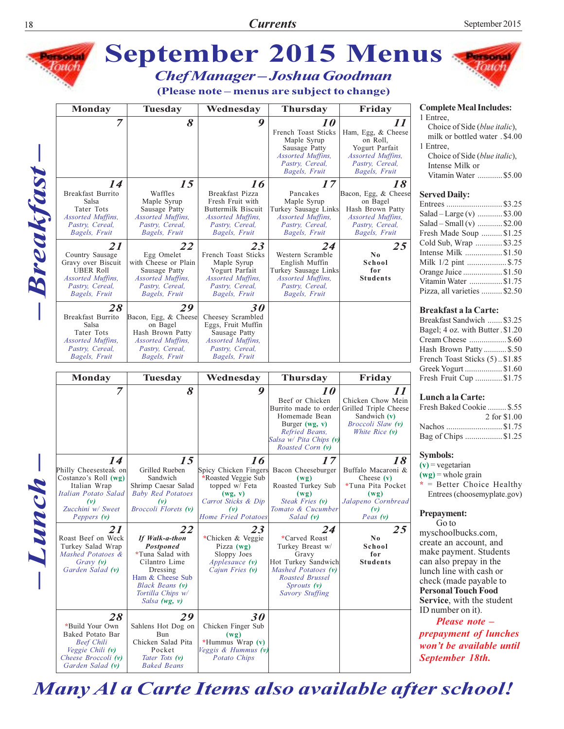# September 2015 Menus

## Chef Manager – Joshua Goodman

**(Please note – menus are subject to change)**

## – Breakfast –

| Monday | Tuesday | Wednesday | Thursday | Friday |
|---|---|---|---|---|
| **7** | **8** | **9** | **10** French Toast Sticks, Maple Syrup, Sausage Patty, *Assorted Muffins, Pastry, Cereal, Bagels, Fruit* | **11** Ham, Egg, & Cheese on Roll, Yogurt Parfait, *Assorted Muffins, Pastry, Cereal, Bagels, Fruit* |
| **14** Breakfast Burrito, Salsa, Tater Tots, *Assorted Muffins, Pastry, Cereal, Bagels, Fruit* | **15** Waffles, Maple Syrup, Sausage Patty, *Assorted Muffins, Pastry, Cereal, Bagels, Fruit* | **16** Breakfast Pizza, Fresh Fruit with Buttermilk Biscuit, *Assorted Muffins, Pastry, Cereal, Bagels, Fruit* | **17** Pancakes, Maple Syrup, Turkey Sausage Links, *Assorted Muffins, Pastry, Cereal, Bagels, Fruit* | **18** Bacon, Egg, & Cheese on Bagel, Hash Brown Patty, *Assorted Muffins, Pastry, Cereal, Bagels, Fruit* |
| **21** Country Sausage Gravy over Biscuit, UBER Roll, *Assorted Muffins, Pastry, Cereal, Bagels, Fruit* | **22** Egg Omelet with Cheese or Plain, Sausage Patty, *Assorted Muffins, Pastry, Cereal, Bagels, Fruit* | **23** French Toast Sticks, Maple Syrup, Yogurt Parfait, *Assorted Muffins, Pastry, Cereal, Bagels, Fruit* | **24** Western Scramble, English Muffin, Turkey Sausage Links, *Assorted Muffins, Pastry, Cereal, Bagels, Fruit* | **25** **No School for Students** |
| **28** Breakfast Burrito, Salsa, Tater Tots, *Assorted Muffins, Pastry, Cereal, Bagels, Fruit* | **29** Bacon, Egg, & Cheese on Bagel, Hash Brown Patty, *Assorted Muffins, Pastry, Cereal, Bagels, Fruit* | **30** Cheesey Scrambled Eggs, Fruit Muffin, Sausage Patty, *Assorted Muffins, Pastry, Cereal, Bagels, Fruit* | | |

## – Lunch –

| Monday | Tuesday | Wednesday | Thursday | Friday |
|---|---|---|---|---|
| **7** | **8** | **9** | **10** Beef or Chicken Burrito made to order, Homemade Bean Burger (wg, v), *Refried Beans, Salsa w/ Pita Chips (v), Roasted Corn (v)* | **11** Chicken Chow Mein, Grilled Triple Cheese Sandwich (v), *Broccoli Slaw (v), White Rice (v)* |
| **14** Philly Cheesesteak on Costanzo's Roll (wg), Italian Wrap, *Italian Potato Salad (v), Zucchini w/ Sweet Peppers (v)* | **15** Grilled Rueben Sandwich, Shrimp Caesar Salad, *Baby Red Potatoes (v), Broccoli Florets (v)* | **16** Spicy Chicken Fingers, *Roasted Veggie Sub topped w/ Feta (wg, v), *Carrot Sticks & Dip (v), Home Fried Potatoes* | **17** Bacon Cheeseburger (wg), Roasted Turkey Sub (wg), *Steak Fries (v), Tomato & Cucumber Salad (v)* | **18** Buffalo Macaroni & Cheese (v), *Tuna Pita Pocket (wg), *Jalapeno Cornbread (v), Peas (v)* |
| **21** Roast Beef on Weck, Turkey Salad Wrap, *Mashed Potatoes & Gravy (v), Garden Salad (v)* | **22** *If Walk-a-thon Postponed* *Tuna Salad with Cilantro Lime Dressing, Ham & Cheese Sub, *Black Beans (v), Tortilla Chips w/ Salsa (wg, v)* | **23** *Chicken & Veggie Pizza (wg), Sloppy Joes, *Applesauce (v), Cajun Fries (v)* | **24** *Carved Roast Turkey Breast w/ Gravy, Hot Turkey Sandwich, *Mashed Potatoes (v), Roasted Brussel Sprouts (v), Savory Stuffing* | **25** **No School for Students** |
| **28** *Build Your Own Baked Potato Bar, *Beef Chili, Veggie Chili (v), Cheese Broccoli (v), Garden Salad (v)* | **29** Sahlens Hot Dog on Bun, Chicken Salad Pita Pocket, *Tater Tots (v), Baked Beans* | **30** Chicken Finger Sub (wg), *Hummus Wrap (v), *Veggis & Hummus (v), Potato Chips* | | |

### Complete Meal Includes:

1 Entree, Choice of Side (*blue italic*), milk or bottled water . $4.00

1 Entree, Choice of Side (*blue italic*), Intense Milk or Vitamin Water ............ $5.00

### Served Daily:

- Entrees ........................... $3.25
- Salad – Large (v) ............ $3.00
- Salad – Small (v) ............ $2.00
- Fresh Made Soup .......... $1.25
- Cold Sub, Wrap ............. $3.25
- Intense Milk .................. $1.50
- Milk 1/2 pint ................... $.75
- Orange Juice ................... $1.50
- Vitamin Water ................ $1.75
- Pizza, all varieties .......... $2.50

### Breakfast a la Carte:

- Breakfast Sandwich ....... $3.25
- Bagel; 4 oz. with Butter . $1.20
- Cream Cheese ................. $.60
- Hash Brown Patty ........... $.50
- French Toast Sticks (5) .. $1.85
- Greek Yogurt .................. $1.60
- Fresh Fruit Cup ............. $1.75

### Lunch a la Carte:

- Fresh Baked Cookie ......... $.55, 2 for $1.00
- Nachos ........................... $1.75
- Bag of Chips .................. $1.25

### Symbols:

(v) = vegetarian
(wg) = whole grain
* = Better Choice Healthy Entrees (choosemyplate.gov)

### Prepayment:

Go to myschoolbucks.com, create an account, and make payment. Students can also prepay in the lunch line with cash or check (made payable to **Personal Touch Food Service**, with the student ID number on it).

***Please note – prepayment of lunches won't be available until September 18th.***

## *Many Al a Carte Items also available after school!*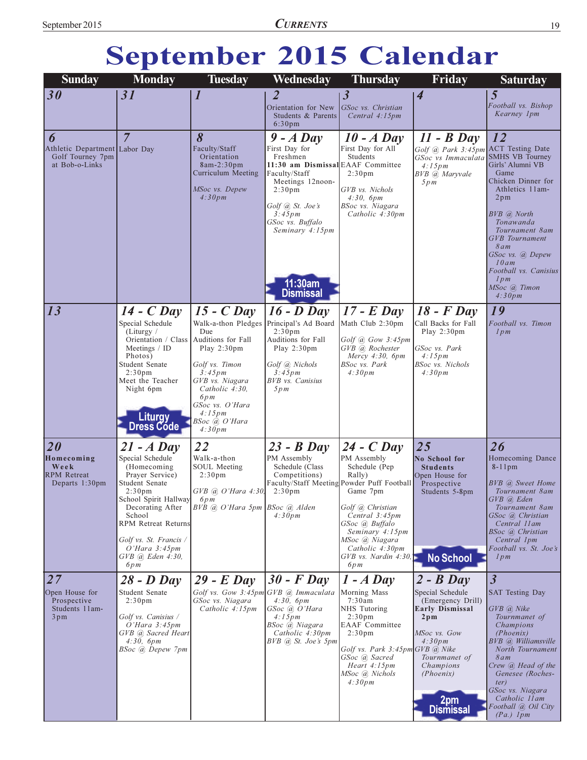# September 2015 Calendar

| Sunday | Monday | Tuesday | Wednesday | Thursday | Friday | Saturday |
|---|---|---|---|---|---|---|
| **30** | **31** | **1** | **2**<br>Orientation for New Students & Parents 6:30pm | **3**<br>*GSoc vs. Christian Central 4:15pm* | **4** | **5**<br>*Football vs. Bishop Kearney 1pm* |
| **6**<br>Athletic Department Golf Tourney 7pm at Bob-o-Links | **7**<br>Labor Day | **8**<br>Faculty/Staff Orientation 8am-2:30pm<br>Curriculum Meeting<br><br>*MSoc vs. Depew 4:30pm* | **9 - A Day**<br>First Day for Freshmen<br>**11:30 am Dismissal**<br>Faculty/Staff Meetings 12noon-2:30pm<br><br>*Golf @ St. Joe's 3:45pm*<br>*GSoc vs. Buffalo Seminary 4:15pm*<br><br>11:30am Dismissal | **10 - A Day**<br>First Day for All Students<br>EAAF Committee 2:30pm<br><br>*GVB vs. Nichols 4:30, 6pm*<br>*BSoc vs. Niagara Catholic 4:30pm* | **11 - B Day**<br>*Golf @ Park 3:45pm*<br>*GSoc vs Immaculata 4:15pm*<br>*BVB @ Maryvale 5pm* | **12**<br>ACT Testing Date<br>SMHS VB Tourney<br>Girls' Alumni VB Game<br>Chicken Dinner for Athletics 11am-2pm<br><br>*BVB @ North Tonawanda Tournament 8am*<br>*GVB Tournament 8am*<br>*GSoc vs. @ Depew 10am*<br>*Football vs. Canisius 1pm*<br>*MSoc @ Timon 4:30pm* |
| **13** | **14 - C Day**<br>Special Schedule (Liturgy / Orientation / Class Meetings / ID Photos)<br>Student Senate 2:30pm<br>Meet the Teacher Night 6pm<br><br>Liturgy Dress Code | **15 - C Day**<br>Walk-a-thon Pledges Due<br>Auditions for Fall Play 2:30pm<br><br>*Golf vs. Timon 3:45pm*<br>*GVB vs. Niagara Catholic 4:30, 6pm*<br>*GSoc vs. O'Hara 4:15pm*<br>*BSoc @ O'Hara 4:30pm* | **16 - D Day**<br>Principal's Ad Board 2:30pm<br>Auditions for Fall Play 2:30pm<br><br>*Golf @ Nichols 3:45pm*<br>*BVB vs. Canisius 5pm* | **17 - E Day**<br>Math Club 2:30pm<br><br>*Golf @ Gow 3:45pm*<br>*GVB @ Rochester Mercy 4:30, 6pm*<br>*BSoc vs. Park 4:30pm* | **18 - F Day**<br>Call Backs for Fall Play 2:30pm<br><br>*GSoc vs. Park 4:15pm*<br>*BSoc vs. Nichols 4:30pm* | **19**<br>*Football vs. Timon 1pm* |
| **20**<br>**Homecoming Week**<br>RPM Retreat Departs 1:30pm | **21 - A Day**<br>Special Schedule (Homecoming Prayer Service)<br>Student Senate 2:30pm<br>School Spirit Hallway Decorating After School<br>RPM Retreat Returns<br><br>*Golf vs. St. Francis / O'Hara 3:45pm*<br>*GVB @ Eden 4:30, 6pm* | **22**<br>Walk-a-thon<br>SOUL Meeting 2:30pm<br><br>*GVB @ O'Hara 4:30, 6pm*<br>*BVB @ O'Hara 5pm* | **23 - B Day**<br>PM Assembly Schedule (Class Competitions)<br>Faculty/Staff Meeting 2:30pm<br><br>*BSoc @ Alden 4:30pm* | **24 - C Day**<br>PM Assembly Schedule (Pep Rally)<br>Powder Puff Football Game 7pm<br><br>*Golf @ Christian Central 3:45pm*<br>*GSoc @ Buffalo Seminary 4:15pm*<br>*MSoc @ Niagara Catholic 4:30pm*<br>*GVB vs. Nardin 4:30, 6pm* | **25**<br>**No School for Students**<br>Open House for Prospective Students 5-8pm<br><br>No School | **26**<br>Homecoming Dance 8-11pm<br><br>*BVB @ Sweet Home Tournament 8am*<br>*GVB @ Eden Tournament 8am*<br>*GSoc @ Christian Central 11am*<br>*BSoc @ Christian Central 1pm*<br>*Football vs. St. Joe's 1pm* |
| **27**<br>Open House for Prospective Students 11am-3pm | **28 - D Day**<br>Student Senate 2:30pm<br><br>*Golf vs. Canisius / O'Hara 3:45pm*<br>*GVB @ Sacred Heart 4:30, 6pm*<br>*BSoc @ Depew 7pm* | **29 - E Day**<br>*Golf vs. Gow 3:45pm*<br>*GSoc vs. Niagara Catholic 4:15pm* | **30 - F Day**<br>*GVB @ Immaculata 4:30, 6pm*<br>*GSoc @ O'Hara 4:15pm*<br>*BSoc @ Niagara Catholic 4:30pm*<br>*BVB @ St. Joe's 5pm* | **1 - A Day**<br>Morning Mass 7:30am<br>NHS Tutoring 2:30pm<br>EAAF Committee 2:30pm<br><br>*Golf vs. Park 3:45pm*<br>*GSoc @ Sacred Heart 4:15pm*<br>*MSoc @ Nichols 4:30pm* | **2 - B Day**<br>Special Schedule (Emergency Drill)<br>**Early Dismissal 2pm**<br><br>*MSoc vs. Gow 4:30pm*<br>*GVB @ Nike Tournmanet of Champions (Phoenix)*<br><br>2pm Dismissal | **3**<br>SAT Testing Day<br><br>*GVB @ Nike Tournmanet of Champions (Phoenix)*<br>*BVB @ Williamsville North Tournament 8am*<br>*Crew @ Head of the Genesee (Rochester)*<br>*GSoc vs. Niagara Catholic 11am*<br>*Football @ Oil City (Pa.) 1pm* |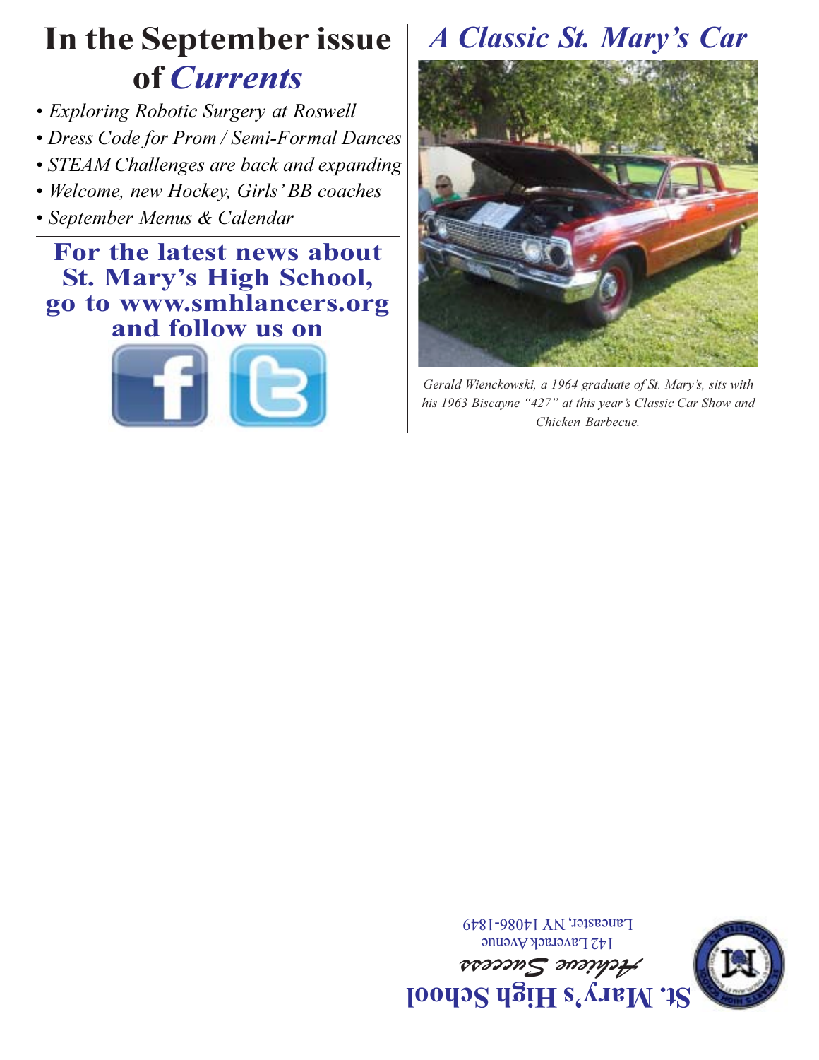# In the September issue of *Currents*

- *Exploring Robotic Surgery at Roswell*
- *Dress Code for Prom / Semi-Formal Dances*
- *STEAM Challenges are back and expanding*
- *Welcome, new Hockey, Girls' BB coaches*
- *September Menus & Calendar*

**For the latest news about St. Mary's High School, go to www.smhlancers.org and follow us on**

## *A Classic St. Mary's Car*

*Gerald Wienckowski, a 1964 graduate of St. Mary's, sits with his 1963 Biscayne "427" at this year's Classic Car Show and Chicken Barbecue.*

**St. Mary's High School**

*Achieve Success*

142 Laverack Avenue
Lancaster, NY 14086-1849